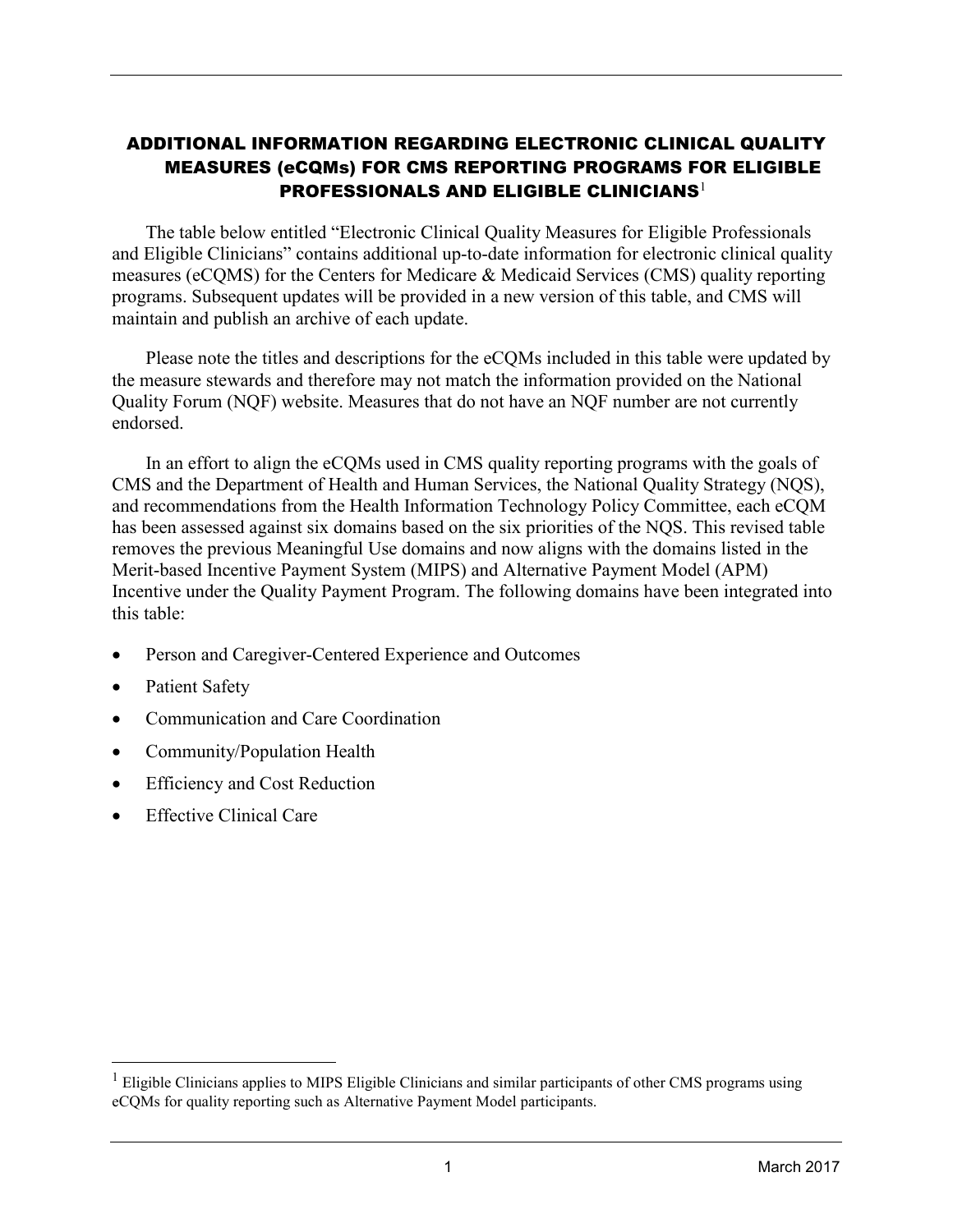# ADDITIONAL INFORMATION REGARDING ELECTRONIC CLINICAL QUALITY MEASURES (eCQMs) FOR CMS REPORTING PROGRAMS FOR ELIGIBLE PROFESSIONALS AND ELIGIBLE CLINICIANS[1]

The table below entitled "Electronic Clinical Quality Measures for Eligible Professionals and Eligible Clinicians" contains additional up-to-date information for electronic clinical quality measures (eCQMS) for the Centers for Medicare & Medicaid Services (CMS) quality reporting programs. Subsequent updates will be provided in a new version of this table, and CMS will maintain and publish an archive of each update.

Please note the titles and descriptions for the eCQMs included in this table were updated by the measure stewards and therefore may not match the information provided on the National Quality Forum (NQF) website. Measures that do not have an NQF number are not currently endorsed.

In an effort to align the eCQMs used in CMS quality reporting programs with the goals of CMS and the Department of Health and Human Services, the National Quality Strategy (NQS), and recommendations from the Health Information Technology Policy Committee, each eCQM has been assessed against six domains based on the six priorities of the NQS. This revised table removes the previous Meaningful Use domains and now aligns with the domains listed in the Merit-based Incentive Payment System (MIPS) and Alternative Payment Model (APM) Incentive under the Quality Payment Program. The following domains have been integrated into this table:

- Person and Caregiver-Centered Experience and Outcomes
- Patient Safety
- Communication and Care Coordination
- Community/Population Health
- Efficiency and Cost Reduction
- Effective Clinical Care

[1] Eligible Clinicians applies to MIPS Eligible Clinicians and similar participants of other CMS programs using eCQMs for quality reporting such as Alternative Payment Model participants.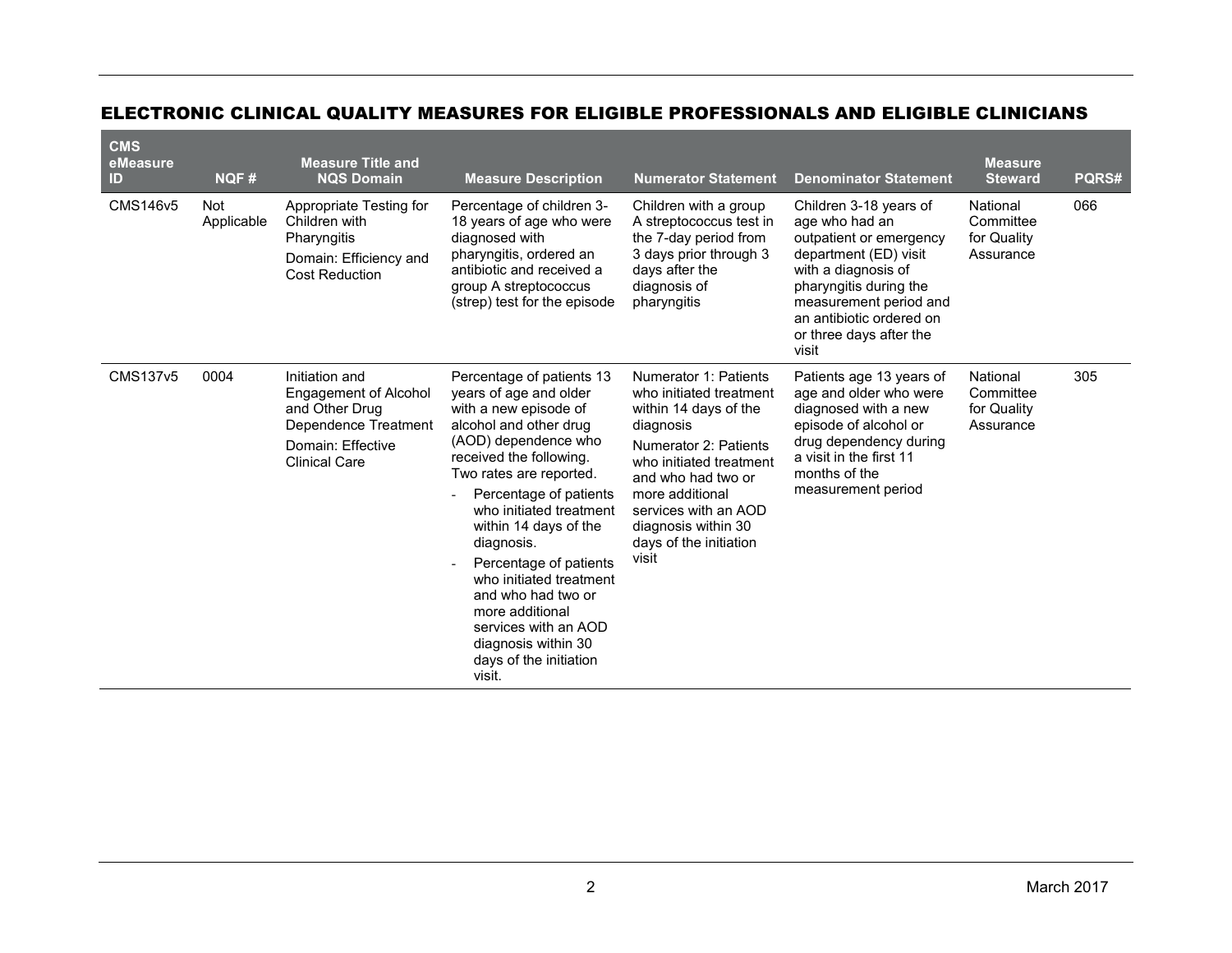## ELECTRONIC CLINICAL QUALITY MEASURES FOR ELIGIBLE PROFESSIONALS AND ELIGIBLE CLINICIANS

| CMS eMeasure ID | NQF # | Measure Title and NQS Domain | Measure Description | Numerator Statement | Denominator Statement | Measure Steward | PQRS# |
|---|---|---|---|---|---|---|---|
| CMS146v5 | Not Applicable | Appropriate Testing for Children with Pharyngitis<br>Domain: Efficiency and Cost Reduction | Percentage of children 3-18 years of age who were diagnosed with pharyngitis, ordered an antibiotic and received a group A streptococcus (strep) test for the episode | Children with a group A streptococcus test in the 7-day period from 3 days prior through 3 days after the diagnosis of pharyngitis | Children 3-18 years of age who had an outpatient or emergency department (ED) visit with a diagnosis of pharyngitis during the measurement period and an antibiotic ordered on or three days after the visit | National Committee for Quality Assurance | 066 |
| CMS137v5 | 0004 | Initiation and Engagement of Alcohol and Other Drug Dependence Treatment<br>Domain: Effective Clinical Care | Percentage of patients 13 years of age and older with a new episode of alcohol and other drug (AOD) dependence who received the following. Two rates are reported.<br>- Percentage of patients who initiated treatment within 14 days of the diagnosis.<br>- Percentage of patients who initiated treatment and who had two or more additional services with an AOD diagnosis within 30 days of the initiation visit. | Numerator 1: Patients who initiated treatment within 14 days of the diagnosis<br>Numerator 2: Patients who initiated treatment and who had two or more additional services with an AOD diagnosis within 30 days of the initiation visit | Patients age 13 years of age and older who were diagnosed with a new episode of alcohol or drug dependency during a visit in the first 11 months of the measurement period | National Committee for Quality Assurance | 305 |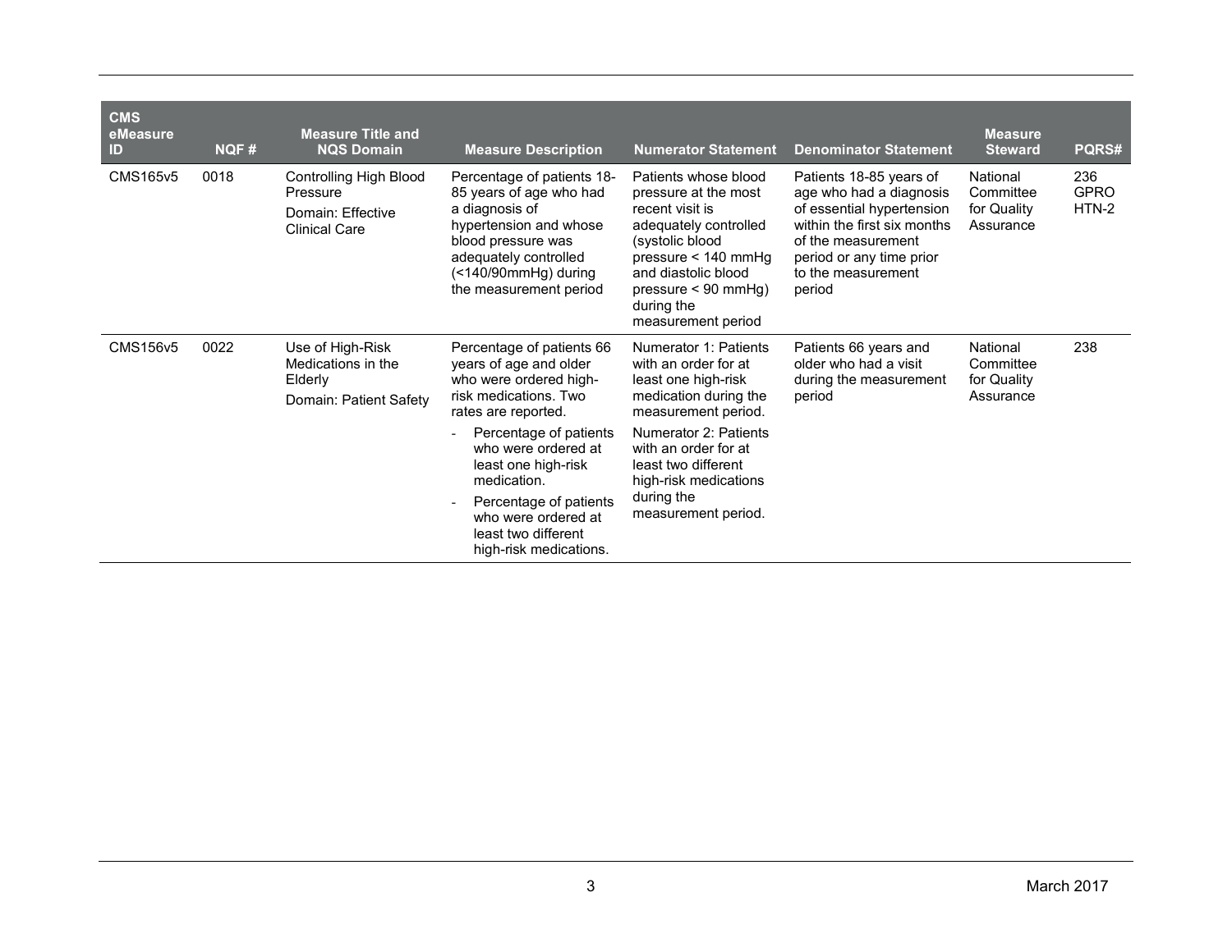| CMS eMeasure ID | NQF # | Measure Title and NQS Domain | Measure Description | Numerator Statement | Denominator Statement | Measure Steward | PQRS# |
|---|---|---|---|---|---|---|---|
| CMS165v5 | 0018 | Controlling High Blood Pressure<br><br>Domain: Effective Clinical Care | Percentage of patients 18-85 years of age who had a diagnosis of hypertension and whose blood pressure was adequately controlled (<140/90mmHg) during the measurement period | Patients whose blood pressure at the most recent visit is adequately controlled (systolic blood pressure < 140 mmHg and diastolic blood pressure < 90 mmHg) during the measurement period | Patients 18-85 years of age who had a diagnosis of essential hypertension within the first six months of the measurement period or any time prior to the measurement period | National Committee for Quality Assurance | 236 GPRO HTN-2 |
| CMS156v5 | 0022 | Use of High-Risk Medications in the Elderly<br><br>Domain: Patient Safety | Percentage of patients 66 years of age and older who were ordered high-risk medications. Two rates are reported.<br>- Percentage of patients who were ordered at least one high-risk medication.<br>- Percentage of patients who were ordered at least two different high-risk medications. | Numerator 1: Patients with an order for at least one high-risk medication during the measurement period.<br><br>Numerator 2: Patients with an order for at least two different high-risk medications during the measurement period. | Patients 66 years and older who had a visit during the measurement period | National Committee for Quality Assurance | 238 |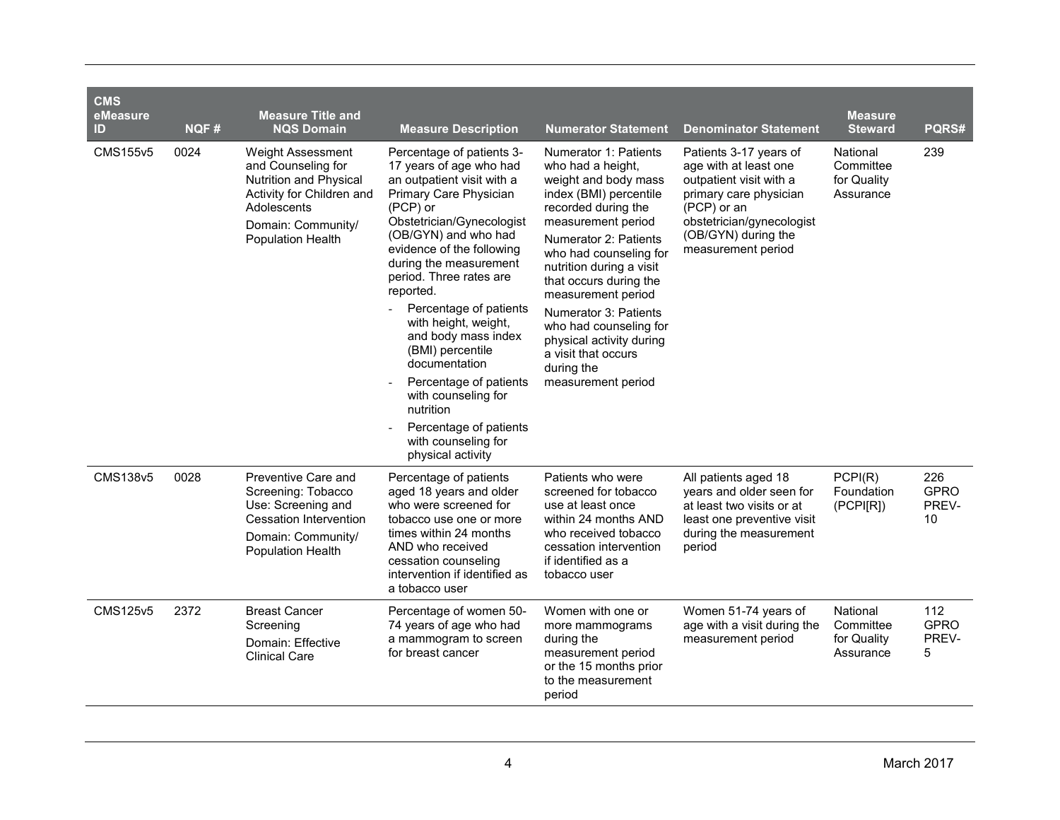| CMS eMeasure ID | NQF # | Measure Title and NQS Domain | Measure Description | Numerator Statement | Denominator Statement | Measure Steward | PQRS# |
|---|---|---|---|---|---|---|---|
| CMS155v5 | 0024 | Weight Assessment and Counseling for Nutrition and Physical Activity for Children and Adolescents<br>Domain: Community/ Population Health | Percentage of patients 3-17 years of age who had an outpatient visit with a Primary Care Physician (PCP) or Obstetrician/Gynecologist (OB/GYN) and who had evidence of the following during the measurement period. Three rates are reported.<br>- Percentage of patients with height, weight, and body mass index (BMI) percentile documentation<br>- Percentage of patients with counseling for nutrition<br>- Percentage of patients with counseling for physical activity | Numerator 1: Patients who had a height, weight and body mass index (BMI) percentile recorded during the measurement period<br>Numerator 2: Patients who had counseling for nutrition during a visit that occurs during the measurement period<br>Numerator 3: Patients who had counseling for physical activity during a visit that occurs during the measurement period | Patients 3-17 years of age with at least one outpatient visit with a primary care physician (PCP) or an obstetrician/gynecologist (OB/GYN) during the measurement period | National Committee for Quality Assurance | 239 |
| CMS138v5 | 0028 | Preventive Care and Screening: Tobacco Use: Screening and Cessation Intervention<br>Domain: Community/ Population Health | Percentage of patients aged 18 years and older who were screened for tobacco use one or more times within 24 months AND who received cessation counseling intervention if identified as a tobacco user | Patients who were screened for tobacco use at least once within 24 months AND who received tobacco cessation intervention if identified as a tobacco user | All patients aged 18 years and older seen for at least two visits or at least one preventive visit during the measurement period | PCPI(R) Foundation (PCPI[R]) | 226 GPRO PREV-10 |
| CMS125v5 | 2372 | Breast Cancer Screening<br>Domain: Effective Clinical Care | Percentage of women 50-74 years of age who had a mammogram to screen for breast cancer | Women with one or more mammograms during the measurement period or the 15 months prior to the measurement period | Women 51-74 years of age with a visit during the measurement period | National Committee for Quality Assurance | 112 GPRO PREV-5 |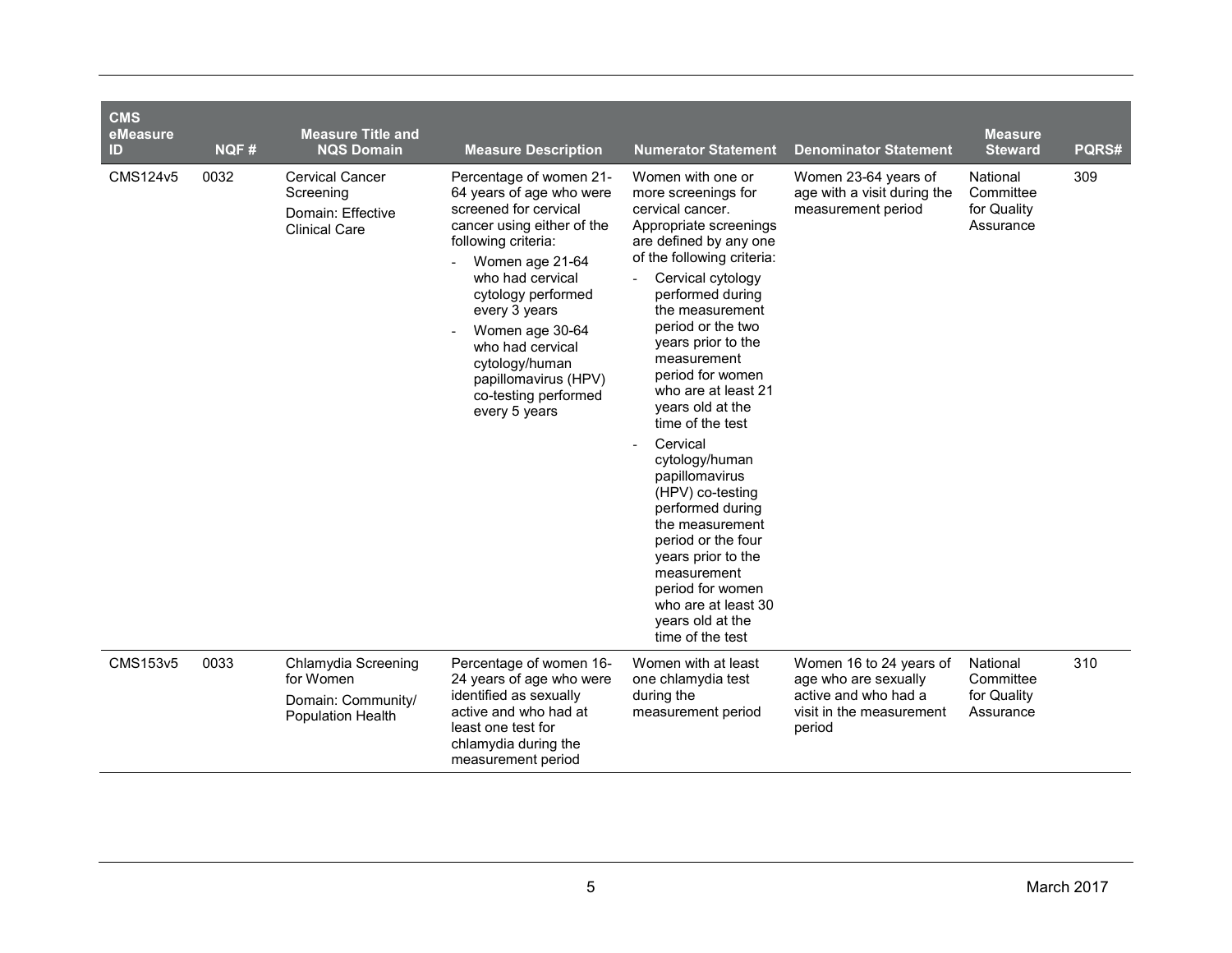| CMS eMeasure ID | NQF # | Measure Title and NQS Domain | Measure Description | Numerator Statement | Denominator Statement | Measure Steward | PQRS# |
|---|---|---|---|---|---|---|---|
| CMS124v5 | 0032 | Cervical Cancer Screening<br>Domain: Effective Clinical Care | Percentage of women 21-64 years of age who were screened for cervical cancer using either of the following criteria:<br>- Women age 21-64 who had cervical cytology performed every 3 years<br>- Women age 30-64 who had cervical cytology/human papillomavirus (HPV) co-testing performed every 5 years | Women with one or more screenings for cervical cancer. Appropriate screenings are defined by any one of the following criteria:<br>- Cervical cytology performed during the measurement period or the two years prior to the measurement period for women who are at least 21 years old at the time of the test<br>- Cervical cytology/human papillomavirus (HPV) co-testing performed during the measurement period or the four years prior to the measurement period for women who are at least 30 years old at the time of the test | Women 23-64 years of age with a visit during the measurement period | National Committee for Quality Assurance | 309 |
| CMS153v5 | 0033 | Chlamydia Screening for Women<br>Domain: Community/ Population Health | Percentage of women 16-24 years of age who were identified as sexually active and who had at least one test for chlamydia during the measurement period | Women with at least one chlamydia test during the measurement period | Women 16 to 24 years of age who are sexually active and who had a visit in the measurement period | National Committee for Quality Assurance | 310 |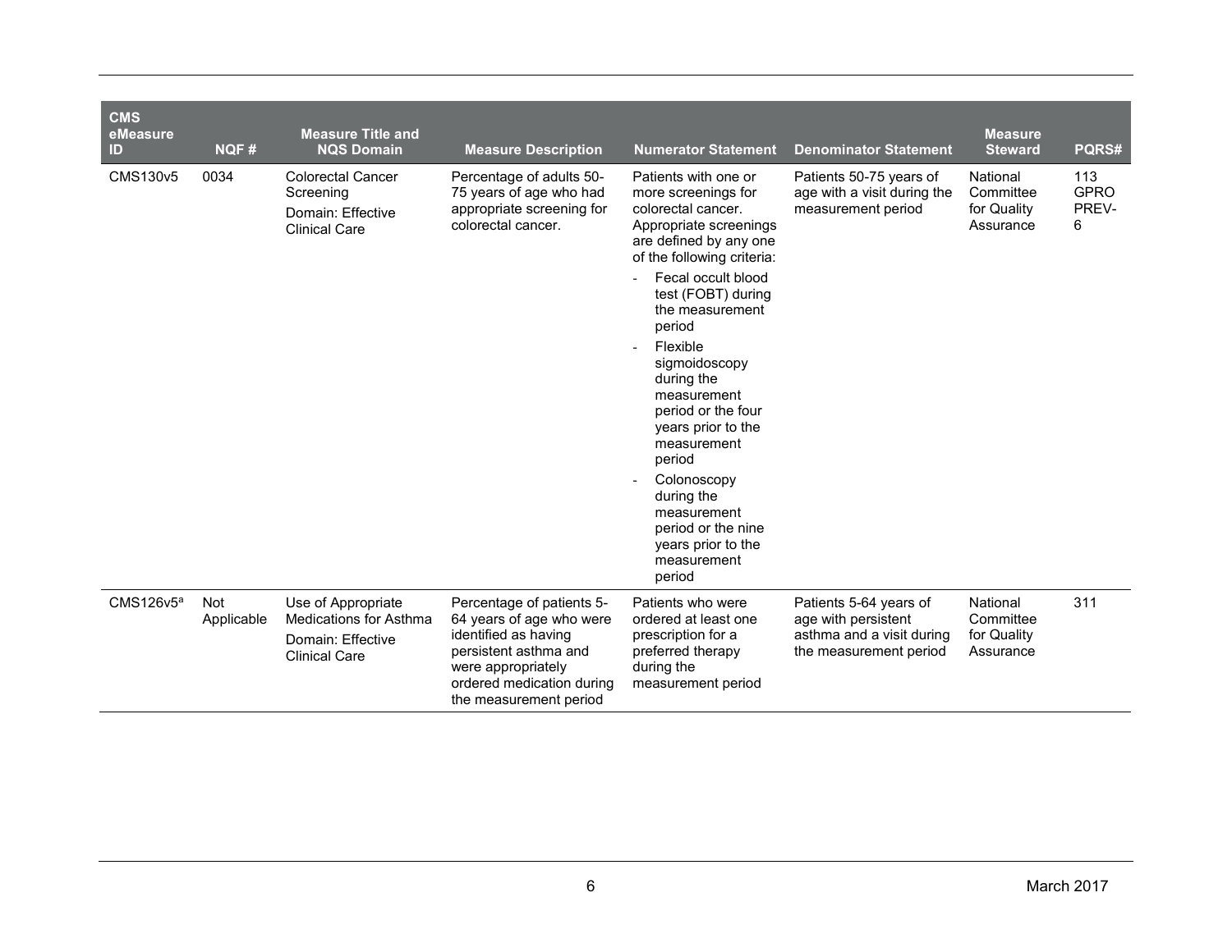| CMS eMeasure ID | NQF # | Measure Title and NQS Domain | Measure Description | Numerator Statement | Denominator Statement | Measure Steward | PQRS# |
|---|---|---|---|---|---|---|---|
| CMS130v5 | 0034 | Colorectal Cancer Screening<br>Domain: Effective Clinical Care | Percentage of adults 50-75 years of age who had appropriate screening for colorectal cancer. | Patients with one or more screenings for colorectal cancer. Appropriate screenings are defined by any one of the following criteria:<br>- Fecal occult blood test (FOBT) during the measurement period<br>- Flexible sigmoidoscopy during the measurement period or the four years prior to the measurement period<br>- Colonoscopy during the measurement period or the nine years prior to the measurement period | Patients 50-75 years of age with a visit during the measurement period | National Committee for Quality Assurance | 113 GPRO PREV-6 |
| CMS126v5[a] | Not Applicable | Use of Appropriate Medications for Asthma<br>Domain: Effective Clinical Care | Percentage of patients 5-64 years of age who were identified as having persistent asthma and were appropriately ordered medication during the measurement period | Patients who were ordered at least one prescription for a preferred therapy during the measurement period | Patients 5-64 years of age with persistent asthma and a visit during the measurement period | National Committee for Quality Assurance | 311 |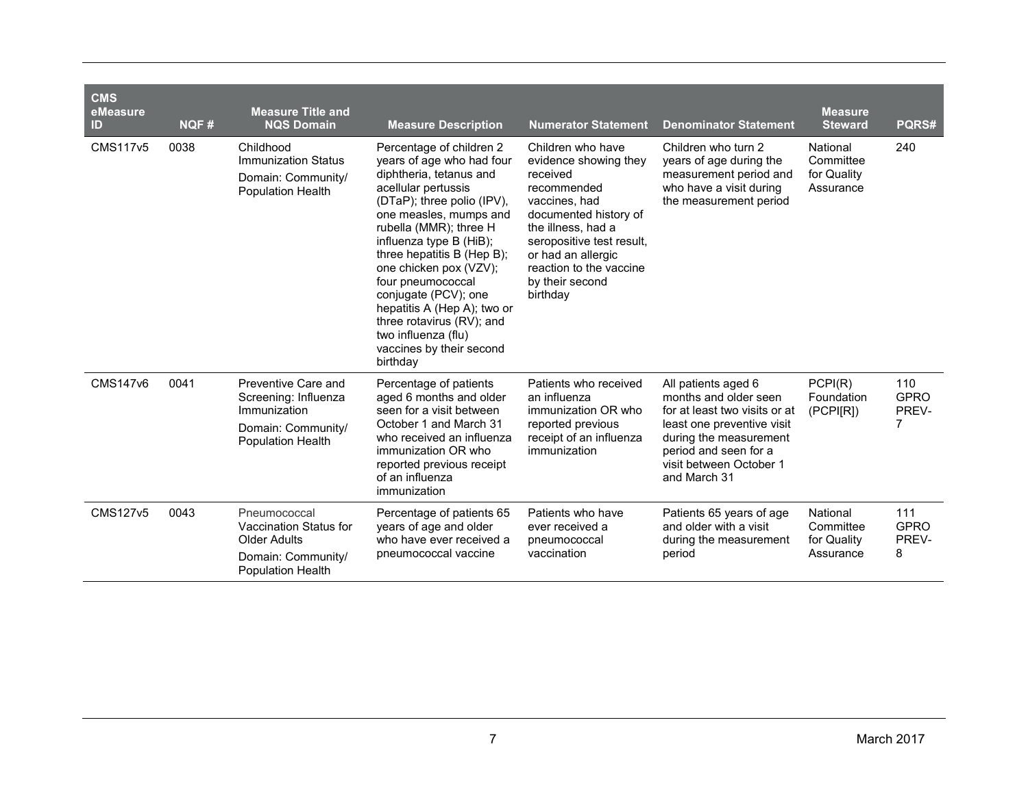| CMS eMeasure ID | NQF # | Measure Title and NQS Domain | Measure Description | Numerator Statement | Denominator Statement | Measure Steward | PQRS# |
|---|---|---|---|---|---|---|---|
| CMS117v5 | 0038 | Childhood Immunization Status<br><br>Domain: Community/ Population Health | Percentage of children 2 years of age who had four diphtheria, tetanus and acellular pertussis (DTaP); three polio (IPV), one measles, mumps and rubella (MMR); three H influenza type B (HiB); three hepatitis B (Hep B); one chicken pox (VZV); four pneumococcal conjugate (PCV); one hepatitis A (Hep A); two or three rotavirus (RV); and two influenza (flu) vaccines by their second birthday | Children who have evidence showing they received recommended vaccines, had documented history of the illness, had a seropositive test result, or had an allergic reaction to the vaccine by their second birthday | Children who turn 2 years of age during the measurement period and who have a visit during the measurement period | National Committee for Quality Assurance | 240 |
| CMS147v6 | 0041 | Preventive Care and Screening: Influenza Immunization<br><br>Domain: Community/ Population Health | Percentage of patients aged 6 months and older seen for a visit between October 1 and March 31 who received an influenza immunization OR who reported previous receipt of an influenza immunization | Patients who received an influenza immunization OR who reported previous receipt of an influenza immunization | All patients aged 6 months and older seen for at least two visits or at least one preventive visit during the measurement period and seen for a visit between October 1 and March 31 | PCPI(R) Foundation (PCPI[R]) | 110 GPRO PREV-7 |
| CMS127v5 | 0043 | Pneumococcal Vaccination Status for Older Adults<br><br>Domain: Community/ Population Health | Percentage of patients 65 years of age and older who have ever received a pneumococcal vaccine | Patients who have ever received a pneumococcal vaccination | Patients 65 years of age and older with a visit during the measurement period | National Committee for Quality Assurance | 111 GPRO PREV-8 |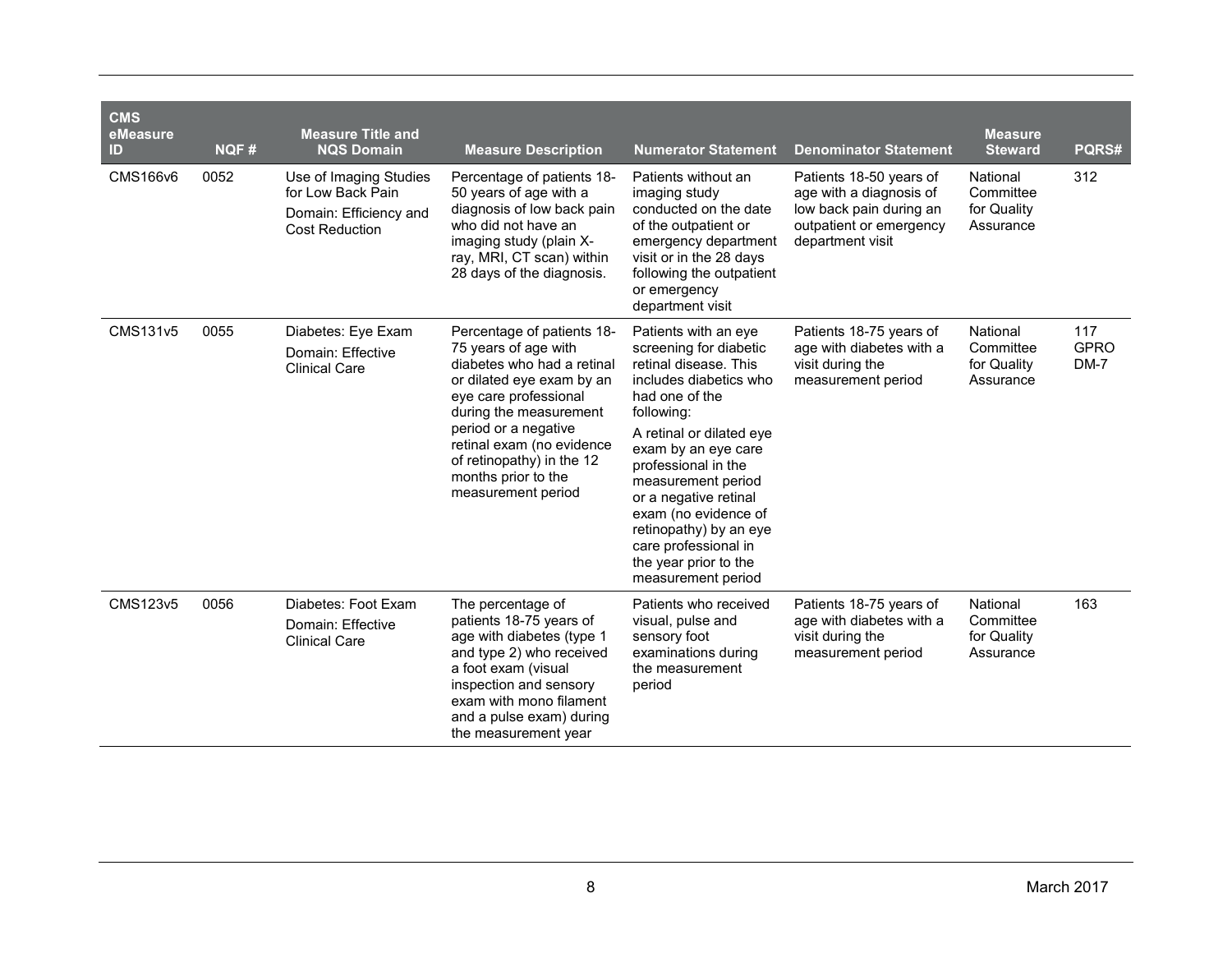| CMS eMeasure ID | NQF # | Measure Title and NQS Domain | Measure Description | Numerator Statement | Denominator Statement | Measure Steward | PQRS# |
|---|---|---|---|---|---|---|---|
| CMS166v6 | 0052 | Use of Imaging Studies for Low Back Pain<br>Domain: Efficiency and Cost Reduction | Percentage of patients 18-50 years of age with a diagnosis of low back pain who did not have an imaging study (plain X-ray, MRI, CT scan) within 28 days of the diagnosis. | Patients without an imaging study conducted on the date of the outpatient or emergency department visit or in the 28 days following the outpatient or emergency department visit | Patients 18-50 years of age with a diagnosis of low back pain during an outpatient or emergency department visit | National Committee for Quality Assurance | 312 |
| CMS131v5 | 0055 | Diabetes: Eye Exam<br>Domain: Effective Clinical Care | Percentage of patients 18-75 years of age with diabetes who had a retinal or dilated eye exam by an eye care professional during the measurement period or a negative retinal exam (no evidence of retinopathy) in the 12 months prior to the measurement period | Patients with an eye screening for diabetic retinal disease. This includes diabetics who had one of the following:<br>A retinal or dilated eye exam by an eye care professional in the measurement period or a negative retinal exam (no evidence of retinopathy) by an eye care professional in the year prior to the measurement period | Patients 18-75 years of age with diabetes with a visit during the measurement period | National Committee for Quality Assurance | 117 GPRO DM-7 |
| CMS123v5 | 0056 | Diabetes: Foot Exam<br>Domain: Effective Clinical Care | The percentage of patients 18-75 years of age with diabetes (type 1 and type 2) who received a foot exam (visual inspection and sensory exam with mono filament and a pulse exam) during the measurement year | Patients who received visual, pulse and sensory foot examinations during the measurement period | Patients 18-75 years of age with diabetes with a visit during the measurement period | National Committee for Quality Assurance | 163 |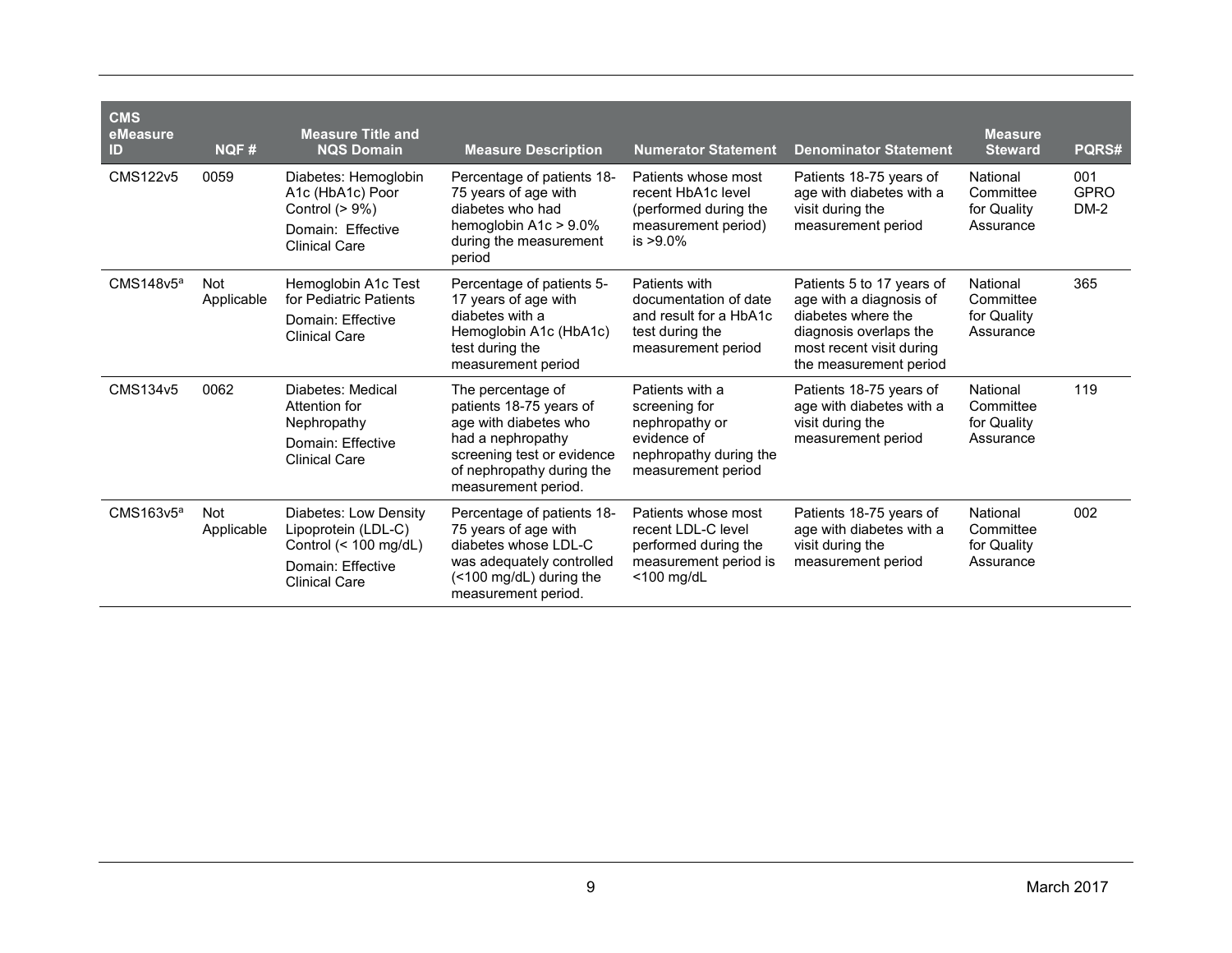| CMS eMeasure ID | NQF # | Measure Title and NQS Domain | Measure Description | Numerator Statement | Denominator Statement | Measure Steward | PQRS# |
|---|---|---|---|---|---|---|---|
| CMS122v5 | 0059 | Diabetes: Hemoglobin A1c (HbA1c) Poor Control (> 9%)<br>Domain: Effective Clinical Care | Percentage of patients 18-75 years of age with diabetes who had hemoglobin A1c > 9.0% during the measurement period | Patients whose most recent HbA1c level (performed during the measurement period) is >9.0% | Patients 18-75 years of age with diabetes with a visit during the measurement period | National Committee for Quality Assurance | 001 GPRO DM-2 |
| CMS148v5[a] | Not Applicable | Hemoglobin A1c Test for Pediatric Patients<br>Domain: Effective Clinical Care | Percentage of patients 5-17 years of age with diabetes with a Hemoglobin A1c (HbA1c) test during the measurement period | Patients with documentation of date and result for a HbA1c test during the measurement period | Patients 5 to 17 years of age with a diagnosis of diabetes where the diagnosis overlaps the most recent visit during the measurement period | National Committee for Quality Assurance | 365 |
| CMS134v5 | 0062 | Diabetes: Medical Attention for Nephropathy<br>Domain: Effective Clinical Care | The percentage of patients 18-75 years of age with diabetes who had a nephropathy screening test or evidence of nephropathy during the measurement period. | Patients with a screening for nephropathy or evidence of nephropathy during the measurement period | Patients 18-75 years of age with diabetes with a visit during the measurement period | National Committee for Quality Assurance | 119 |
| CMS163v5[a] | Not Applicable | Diabetes: Low Density Lipoprotein (LDL-C) Control (< 100 mg/dL)<br>Domain: Effective Clinical Care | Percentage of patients 18-75 years of age with diabetes whose LDL-C was adequately controlled (<100 mg/dL) during the measurement period. | Patients whose most recent LDL-C level performed during the measurement period is <100 mg/dL | Patients 18-75 years of age with diabetes with a visit during the measurement period | National Committee for Quality Assurance | 002 |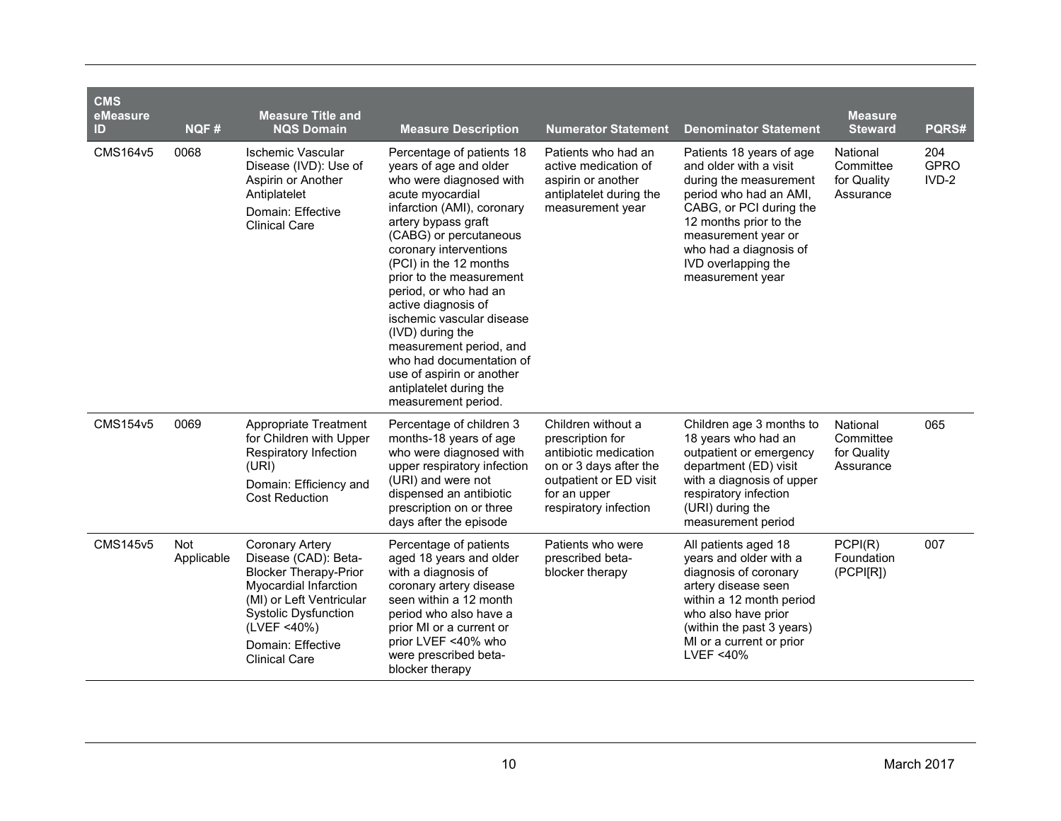| CMS eMeasure ID | NQF # | Measure Title and NQS Domain | Measure Description | Numerator Statement | Denominator Statement | Measure Steward | PQRS# |
|---|---|---|---|---|---|---|---|
| CMS164v5 | 0068 | Ischemic Vascular Disease (IVD): Use of Aspirin or Another Antiplatelet<br>Domain: Effective Clinical Care | Percentage of patients 18 years of age and older who were diagnosed with acute myocardial infarction (AMI), coronary artery bypass graft (CABG) or percutaneous coronary interventions (PCI) in the 12 months prior to the measurement period, or who had an active diagnosis of ischemic vascular disease (IVD) during the measurement period, and who had documentation of use of aspirin or another antiplatelet during the measurement period. | Patients who had an active medication of aspirin or another antiplatelet during the measurement year | Patients 18 years of age and older with a visit during the measurement period who had an AMI, CABG, or PCI during the 12 months prior to the measurement year or who had a diagnosis of IVD overlapping the measurement year | National Committee for Quality Assurance | 204 GPRO IVD-2 |
| CMS154v5 | 0069 | Appropriate Treatment for Children with Upper Respiratory Infection (URI)<br>Domain: Efficiency and Cost Reduction | Percentage of children 3 months-18 years of age who were diagnosed with upper respiratory infection (URI) and were not dispensed an antibiotic prescription on or three days after the episode | Children without a prescription for antibiotic medication on or 3 days after the outpatient or ED visit for an upper respiratory infection | Children age 3 months to 18 years who had an outpatient or emergency department (ED) visit with a diagnosis of upper respiratory infection (URI) during the measurement period | National Committee for Quality Assurance | 065 |
| CMS145v5 | Not Applicable | Coronary Artery Disease (CAD): Beta-Blocker Therapy-Prior Myocardial Infarction (MI) or Left Ventricular Systolic Dysfunction (LVEF <40%)<br>Domain: Effective Clinical Care | Percentage of patients aged 18 years and older with a diagnosis of coronary artery disease seen within a 12 month period who also have a prior MI or a current or prior LVEF <40% who were prescribed beta-blocker therapy | Patients who were prescribed beta-blocker therapy | All patients aged 18 years and older with a diagnosis of coronary artery disease seen within a 12 month period who also have prior (within the past 3 years) MI or a current or prior LVEF <40% | PCPI(R) Foundation (PCPI[R]) | 007 |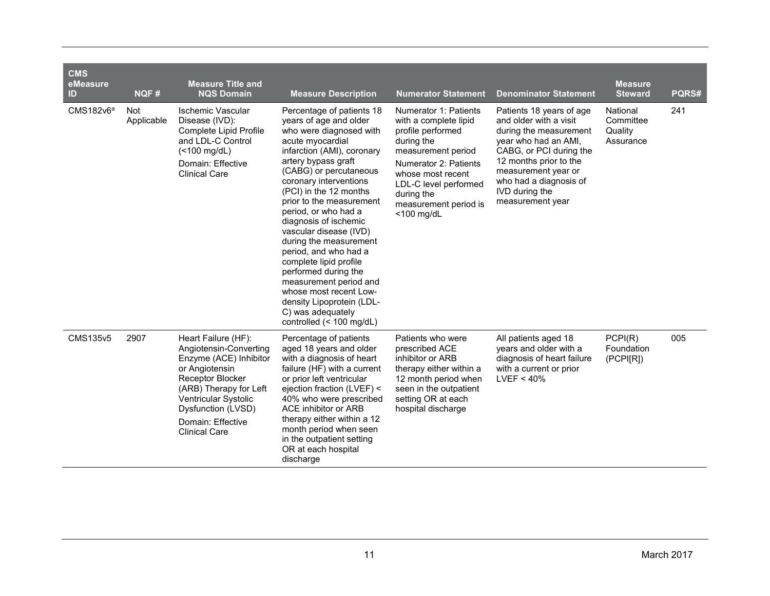| CMS eMeasure ID | NQF # | Measure Title and NQS Domain | Measure Description | Numerator Statement | Denominator Statement | Measure Steward | PQRS# |
|---|---|---|---|---|---|---|---|
| CMS182v6[a] | Not Applicable | Ischemic Vascular Disease (IVD): Complete Lipid Profile and LDL-C Control (<100 mg/dL)<br>Domain: Effective Clinical Care | Percentage of patients 18 years of age and older who were diagnosed with acute myocardial infarction (AMI), coronary artery bypass graft (CABG) or percutaneous coronary interventions (PCI) in the 12 months prior to the measurement period, or who had a diagnosis of ischemic vascular disease (IVD) during the measurement period, and who had a complete lipid profile performed during the measurement period and whose most recent Low-density Lipoprotein (LDL-C) was adequately controlled (< 100 mg/dL) | Numerator 1: Patients with a complete lipid profile performed during the measurement period<br>Numerator 2: Patients whose most recent LDL-C level performed during the measurement period is <100 mg/dL | Patients 18 years of age and older with a visit during the measurement year who had an AMI, CABG, or PCI during the 12 months prior to the measurement year or who had a diagnosis of IVD during the measurement year | National Committee Quality Assurance | 241 |
| CMS135v5 | 2907 | Heart Failure (HF): Angiotensin-Converting Enzyme (ACE) Inhibitor or Angiotensin Receptor Blocker (ARB) Therapy for Left Ventricular Systolic Dysfunction (LVSD)<br>Domain: Effective Clinical Care | Percentage of patients aged 18 years and older with a diagnosis of heart failure (HF) with a current or prior left ventricular ejection fraction (LVEF) < 40% who were prescribed ACE inhibitor or ARB therapy either within a 12 month period when seen in the outpatient setting OR at each hospital discharge | Patients who were prescribed ACE inhibitor or ARB therapy either within a 12 month period when seen in the outpatient setting OR at each hospital discharge | All patients aged 18 years and older with a diagnosis of heart failure with a current or prior LVEF < 40% | PCPI(R) Foundation (PCPI[R]) | 005 |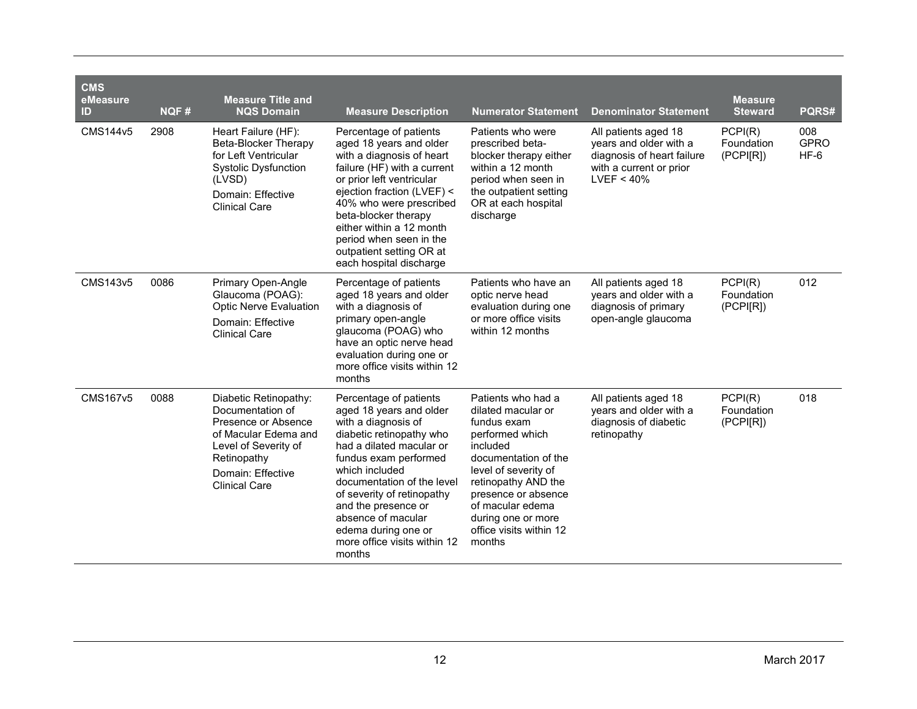| CMS eMeasure ID | NQF # | Measure Title and NQS Domain | Measure Description | Numerator Statement | Denominator Statement | Measure Steward | PQRS# |
|---|---|---|---|---|---|---|---|
| CMS144v5 | 2908 | Heart Failure (HF): Beta-Blocker Therapy for Left Ventricular Systolic Dysfunction (LVSD)<br>Domain: Effective Clinical Care | Percentage of patients aged 18 years and older with a diagnosis of heart failure (HF) with a current or prior left ventricular ejection fraction (LVEF) < 40% who were prescribed beta-blocker therapy either within a 12 month period when seen in the outpatient setting OR at each hospital discharge | Patients who were prescribed beta-blocker therapy either within a 12 month period when seen in the outpatient setting OR at each hospital discharge | All patients aged 18 years and older with a diagnosis of heart failure with a current or prior LVEF < 40% | PCPI(R) Foundation (PCPI[R]) | 008<br>GPRO HF-6 |
| CMS143v5 | 0086 | Primary Open-Angle Glaucoma (POAG): Optic Nerve Evaluation<br>Domain: Effective Clinical Care | Percentage of patients aged 18 years and older with a diagnosis of primary open-angle glaucoma (POAG) who have an optic nerve head evaluation during one or more office visits within 12 months | Patients who have an optic nerve head evaluation during one or more office visits within 12 months | All patients aged 18 years and older with a diagnosis of primary open-angle glaucoma | PCPI(R) Foundation (PCPI[R]) | 012 |
| CMS167v5 | 0088 | Diabetic Retinopathy: Documentation of Presence or Absence of Macular Edema and Level of Severity of Retinopathy<br>Domain: Effective Clinical Care | Percentage of patients aged 18 years and older with a diagnosis of diabetic retinopathy who had a dilated macular or fundus exam performed which included documentation of the level of severity of retinopathy and the presence or absence of macular edema during one or more office visits within 12 months | Patients who had a dilated macular or fundus exam performed which included documentation of the level of severity of retinopathy AND the presence or absence of macular edema during one or more office visits within 12 months | All patients aged 18 years and older with a diagnosis of diabetic retinopathy | PCPI(R) Foundation (PCPI[R]) | 018 |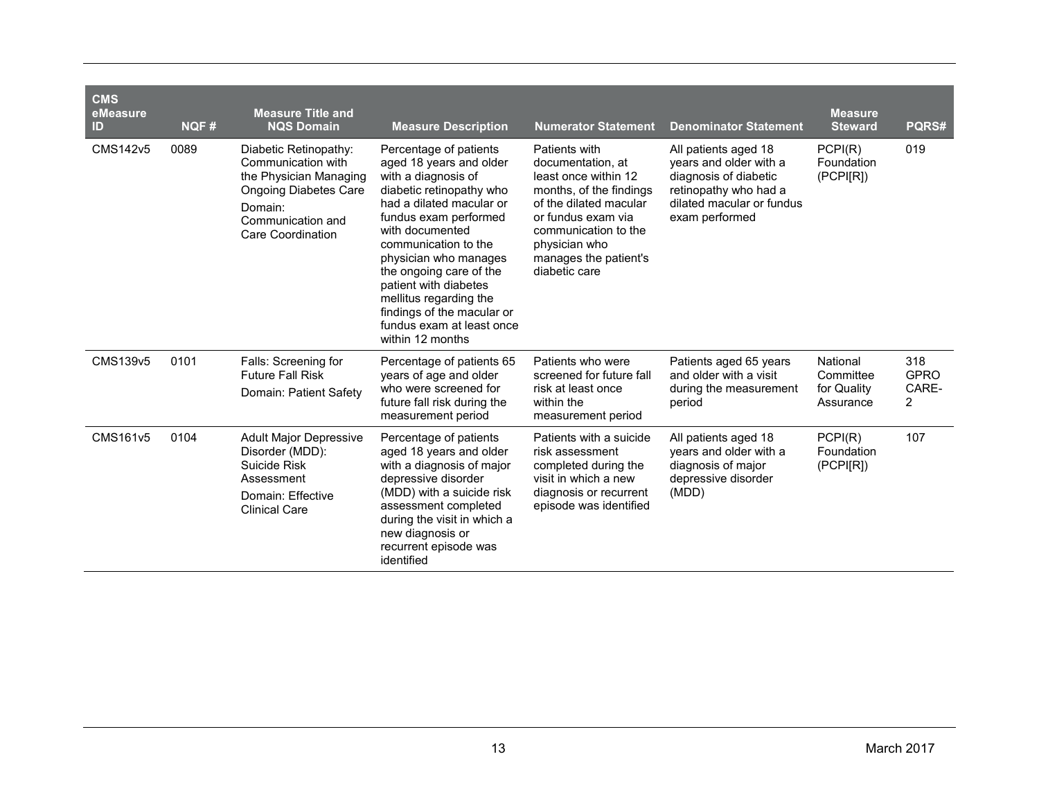| CMS eMeasure ID | NQF # | Measure Title and NQS Domain | Measure Description | Numerator Statement | Denominator Statement | Measure Steward | PQRS# |
|---|---|---|---|---|---|---|---|
| CMS142v5 | 0089 | Diabetic Retinopathy: Communication with the Physician Managing Ongoing Diabetes Care<br>Domain: Communication and Care Coordination | Percentage of patients aged 18 years and older with a diagnosis of diabetic retinopathy who had a dilated macular or fundus exam performed with documented communication to the physician who manages the ongoing care of the patient with diabetes mellitus regarding the findings of the macular or fundus exam at least once within 12 months | Patients with documentation, at least once within 12 months, of the findings of the dilated macular or fundus exam via communication to the physician who manages the patient's diabetic care | All patients aged 18 years and older with a diagnosis of diabetic retinopathy who had a dilated macular or fundus exam performed | PCPI(R) Foundation (PCPI[R]) | 019 |
| CMS139v5 | 0101 | Falls: Screening for Future Fall Risk<br>Domain: Patient Safety | Percentage of patients 65 years of age and older who were screened for future fall risk during the measurement period | Patients who were screened for future fall risk at least once within the measurement period | Patients aged 65 years and older with a visit during the measurement period | National Committee for Quality Assurance | 318<br>GPRO CARE-2 |
| CMS161v5 | 0104 | Adult Major Depressive Disorder (MDD): Suicide Risk Assessment<br>Domain: Effective Clinical Care | Percentage of patients aged 18 years and older with a diagnosis of major depressive disorder (MDD) with a suicide risk assessment completed during the visit in which a new diagnosis or recurrent episode was identified | Patients with a suicide risk assessment completed during the visit in which a new diagnosis or recurrent episode was identified | All patients aged 18 years and older with a diagnosis of major depressive disorder (MDD) | PCPI(R) Foundation (PCPI[R]) | 107 |

March 2017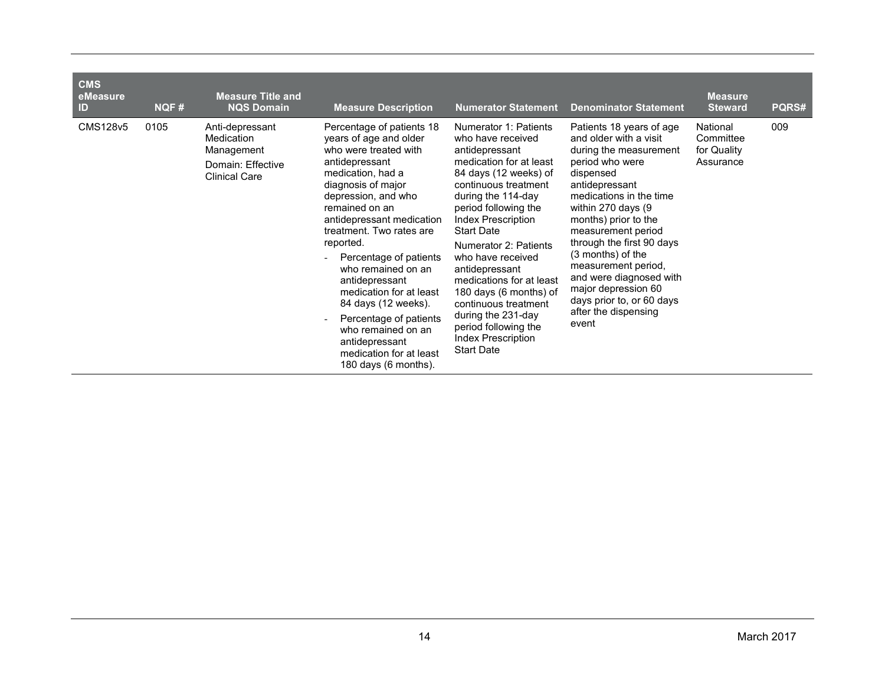| CMS eMeasure ID | NQF # | Measure Title and NQS Domain | Measure Description | Numerator Statement | Denominator Statement | Measure Steward | PQRS# |
|---|---|---|---|---|---|---|---|
| CMS128v5 | 0105 | Anti-depressant Medication Management<br><br>Domain: Effective Clinical Care | Percentage of patients 18 years of age and older who were treated with antidepressant medication, had a diagnosis of major depression, and who remained on an antidepressant medication treatment. Two rates are reported.<br>- Percentage of patients who remained on an antidepressant medication for at least 84 days (12 weeks).<br>- Percentage of patients who remained on an antidepressant medication for at least 180 days (6 months). | Numerator 1: Patients who have received antidepressant medication for at least 84 days (12 weeks) of continuous treatment during the 114-day period following the Index Prescription Start Date<br><br>Numerator 2: Patients who have received antidepressant medications for at least 180 days (6 months) of continuous treatment during the 231-day period following the Index Prescription Start Date | Patients 18 years of age and older with a visit during the measurement period who were dispensed antidepressant medications in the time within 270 days (9 months) prior to the measurement period through the first 90 days (3 months) of the measurement period, and were diagnosed with major depression 60 days prior to, or 60 days after the dispensing event | National Committee for Quality Assurance | 009 |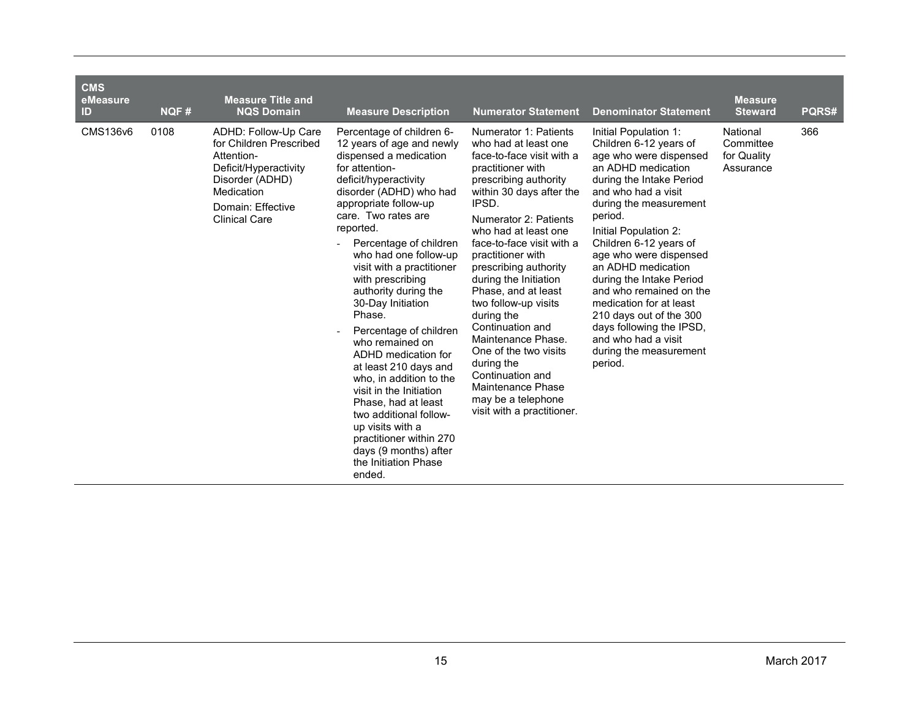| CMS eMeasure ID | NQF # | Measure Title and NQS Domain | Measure Description | Numerator Statement | Denominator Statement | Measure Steward | PQRS# |
|---|---|---|---|---|---|---|---|
| CMS136v6 | 0108 | ADHD: Follow-Up Care for Children Prescribed Attention-Deficit/Hyperactivity Disorder (ADHD) Medication<br><br>Domain: Effective Clinical Care | Percentage of children 6-12 years of age and newly dispensed a medication for attention-deficit/hyperactivity disorder (ADHD) who had appropriate follow-up care. Two rates are reported.<br>- Percentage of children who had one follow-up visit with a practitioner with prescribing authority during the 30-Day Initiation Phase.<br>- Percentage of children who remained on ADHD medication for at least 210 days and who, in addition to the visit in the Initiation Phase, had at least two additional follow-up visits with a practitioner within 270 days (9 months) after the Initiation Phase ended. | Numerator 1: Patients who had at least one face-to-face visit with a practitioner with prescribing authority within 30 days after the IPSD.<br><br>Numerator 2: Patients who had at least one face-to-face visit with a practitioner with prescribing authority during the Initiation Phase, and at least two follow-up visits during the Continuation and Maintenance Phase. One of the two visits during the Continuation and Maintenance Phase may be a telephone visit with a practitioner. | Initial Population 1: Children 6-12 years of age who were dispensed an ADHD medication during the Intake Period and who had a visit during the measurement period.<br><br>Initial Population 2: Children 6-12 years of age who were dispensed an ADHD medication during the Intake Period and who remained on the medication for at least 210 days out of the 300 days following the IPSD, and who had a visit during the measurement period. | National Committee for Quality Assurance | 366 |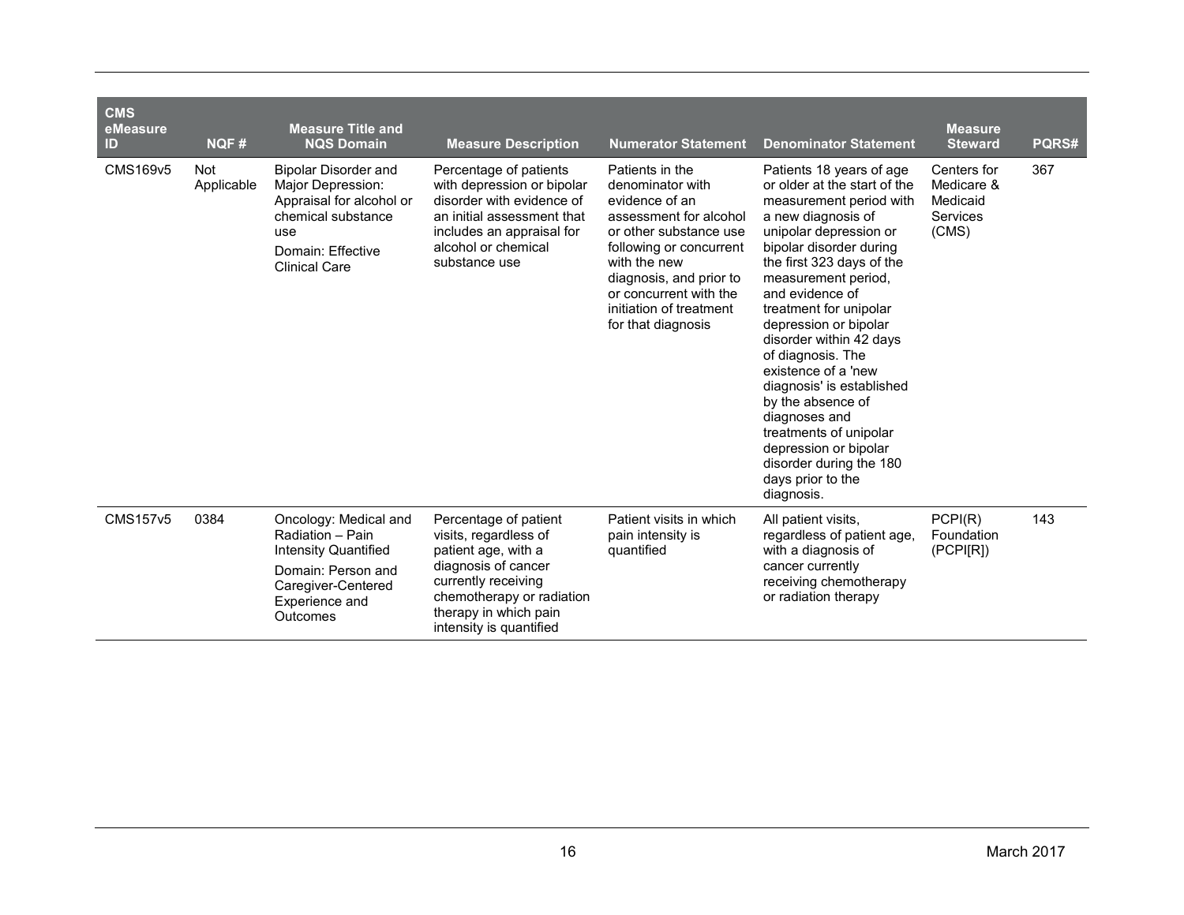| CMS eMeasure ID | NQF # | Measure Title and NQS Domain | Measure Description | Numerator Statement | Denominator Statement | Measure Steward | PQRS# |
|---|---|---|---|---|---|---|---|
| CMS169v5 | Not Applicable | Bipolar Disorder and Major Depression: Appraisal for alcohol or chemical substance use<br>Domain: Effective Clinical Care | Percentage of patients with depression or bipolar disorder with evidence of an initial assessment that includes an appraisal for alcohol or chemical substance use | Patients in the denominator with evidence of an assessment for alcohol or other substance use following or concurrent with the new diagnosis, and prior to or concurrent with the initiation of treatment for that diagnosis | Patients 18 years of age or older at the start of the measurement period with a new diagnosis of unipolar depression or bipolar disorder during the first 323 days of the measurement period, and evidence of treatment for unipolar depression or bipolar disorder within 42 days of diagnosis. The existence of a 'new diagnosis' is established by the absence of diagnoses and treatments of unipolar depression or bipolar disorder during the 180 days prior to the diagnosis. | Centers for Medicare & Medicaid Services (CMS) | 367 |
| CMS157v5 | 0384 | Oncology: Medical and Radiation – Pain Intensity Quantified<br>Domain: Person and Caregiver-Centered Experience and Outcomes | Percentage of patient visits, regardless of patient age, with a diagnosis of cancer currently receiving chemotherapy or radiation therapy in which pain intensity is quantified | Patient visits in which pain intensity is quantified | All patient visits, regardless of patient age, with a diagnosis of cancer currently receiving chemotherapy or radiation therapy | PCPI(R) Foundation (PCPI[R]) | 143 |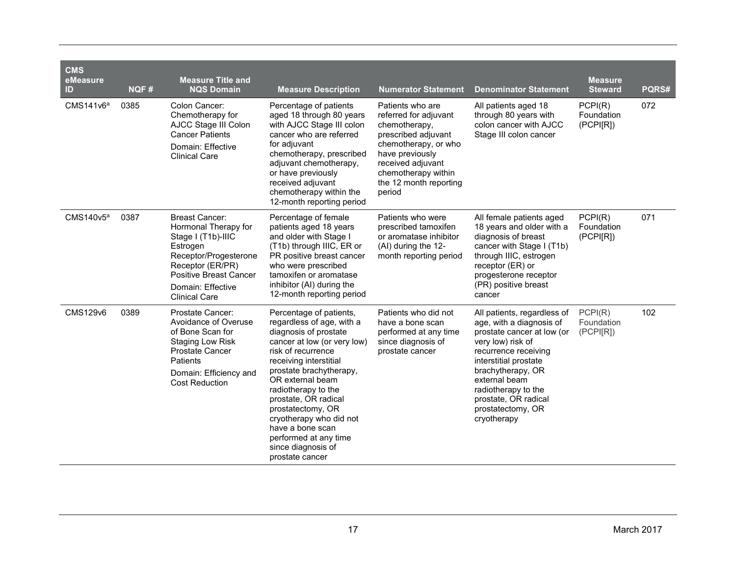| CMS eMeasure ID | NQF # | Measure Title and NQS Domain | Measure Description | Numerator Statement | Denominator Statement | Measure Steward | PQRS# |
|---|---|---|---|---|---|---|---|
| CMS141v6[a] | 0385 | Colon Cancer: Chemotherapy for AJCC Stage III Colon Cancer Patients<br>Domain: Effective Clinical Care | Percentage of patients aged 18 through 80 years with AJCC Stage III colon cancer who are referred for adjuvant chemotherapy, prescribed adjuvant chemotherapy, or have previously received adjuvant chemotherapy within the 12-month reporting period | Patients who are referred for adjuvant chemotherapy, prescribed adjuvant chemotherapy, or who have previously received adjuvant chemotherapy within the 12 month reporting period | All patients aged 18 through 80 years with colon cancer with AJCC Stage III colon cancer | PCPI(R) Foundation (PCPI[R]) | 072 |
| CMS140v5[a] | 0387 | Breast Cancer: Hormonal Therapy for Stage I (T1b)-IIIC Estrogen Receptor/Progesterone Receptor (ER/PR) Positive Breast Cancer<br>Domain: Effective Clinical Care | Percentage of female patients aged 18 years and older with Stage I (T1b) through IIIC, ER or PR positive breast cancer who were prescribed tamoxifen or aromatase inhibitor (AI) during the 12-month reporting period | Patients who were prescribed tamoxifen or aromatase inhibitor (AI) during the 12-month reporting period | All female patients aged 18 years and older with a diagnosis of breast cancer with Stage I (T1b) through IIIC, estrogen receptor (ER) or progesterone receptor (PR) positive breast cancer | PCPI(R) Foundation (PCPI[R]) | 071 |
| CMS129v6 | 0389 | Prostate Cancer: Avoidance of Overuse of Bone Scan for Staging Low Risk Prostate Cancer Patients<br>Domain: Efficiency and Cost Reduction | Percentage of patients, regardless of age, with a diagnosis of prostate cancer at low (or very low) risk of recurrence receiving interstitial prostate brachytherapy, OR external beam radiotherapy to the prostate, OR radical prostatectomy, OR cryotherapy who did not have a bone scan performed at any time since diagnosis of prostate cancer | Patients who did not have a bone scan performed at any time since diagnosis of prostate cancer | All patients, regardless of age, with a diagnosis of prostate cancer at low (or very low) risk of recurrence receiving interstitial prostate brachytherapy, OR external beam radiotherapy to the prostate, OR radical prostatectomy, OR cryotherapy | PCPI(R) Foundation (PCPI[R]) | 102 |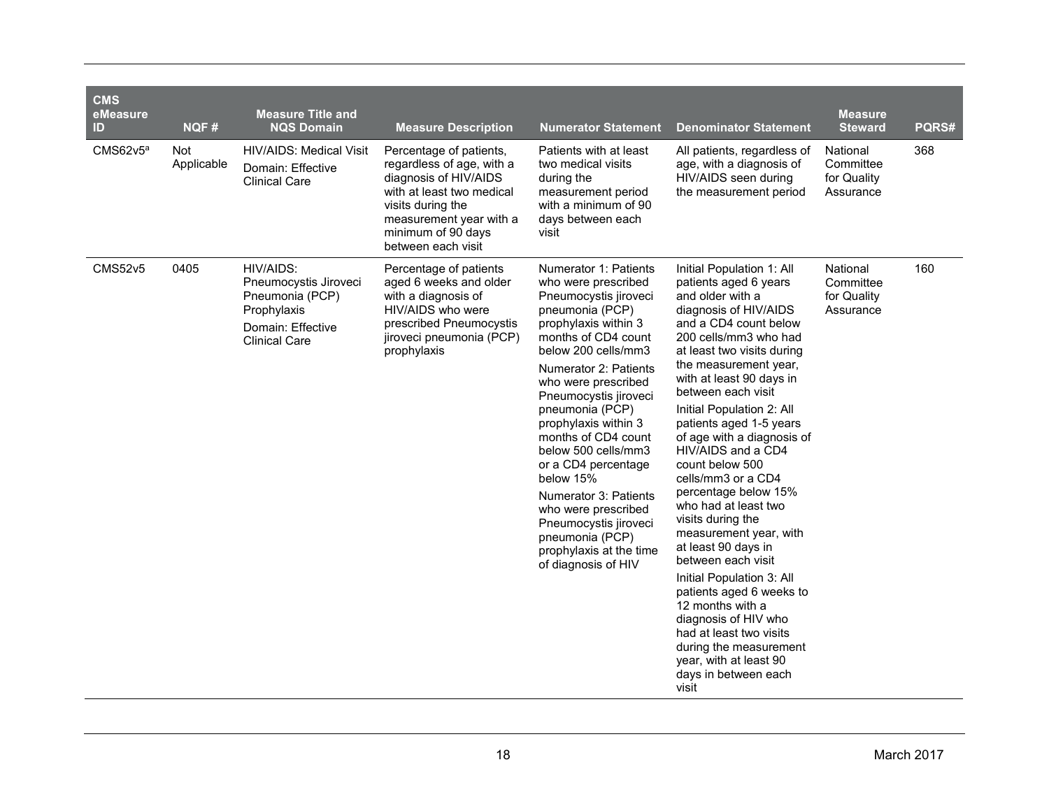| CMS eMeasure ID | NQF # | Measure Title and NQS Domain | Measure Description | Numerator Statement | Denominator Statement | Measure Steward | PQRS# |
|---|---|---|---|---|---|---|---|
| CMS62v5[a] | Not Applicable | HIV/AIDS: Medical Visit<br>Domain: Effective Clinical Care | Percentage of patients, regardless of age, with a diagnosis of HIV/AIDS with at least two medical visits during the measurement year with a minimum of 90 days between each visit | Patients with at least two medical visits during the measurement period with a minimum of 90 days between each visit | All patients, regardless of age, with a diagnosis of HIV/AIDS seen during the measurement period | National Committee for Quality Assurance | 368 |
| CMS52v5 | 0405 | HIV/AIDS: Pneumocystis Jiroveci Pneumonia (PCP) Prophylaxis<br>Domain: Effective Clinical Care | Percentage of patients aged 6 weeks and older with a diagnosis of HIV/AIDS who were prescribed Pneumocystis jiroveci pneumonia (PCP) prophylaxis | Numerator 1: Patients who were prescribed Pneumocystis jiroveci pneumonia (PCP) prophylaxis within 3 months of CD4 count below 200 cells/mm3<br>Numerator 2: Patients who were prescribed Pneumocystis jiroveci pneumonia (PCP) prophylaxis within 3 months of CD4 count below 500 cells/mm3 or a CD4 percentage below 15%<br>Numerator 3: Patients who were prescribed Pneumocystis jiroveci pneumonia (PCP) prophylaxis at the time of diagnosis of HIV | Initial Population 1: All patients aged 6 years and older with a diagnosis of HIV/AIDS and a CD4 count below 200 cells/mm3 who had at least two visits during the measurement year, with at least 90 days in between each visit<br>Initial Population 2: All patients aged 1-5 years of age with a diagnosis of HIV/AIDS and a CD4 count below 500 cells/mm3 or a CD4 percentage below 15% who had at least two visits during the measurement year, with at least 90 days in between each visit<br>Initial Population 3: All patients aged 6 weeks to 12 months with a diagnosis of HIV who had at least two visits during the measurement year, with at least 90 days in between each visit | National Committee for Quality Assurance | 160 |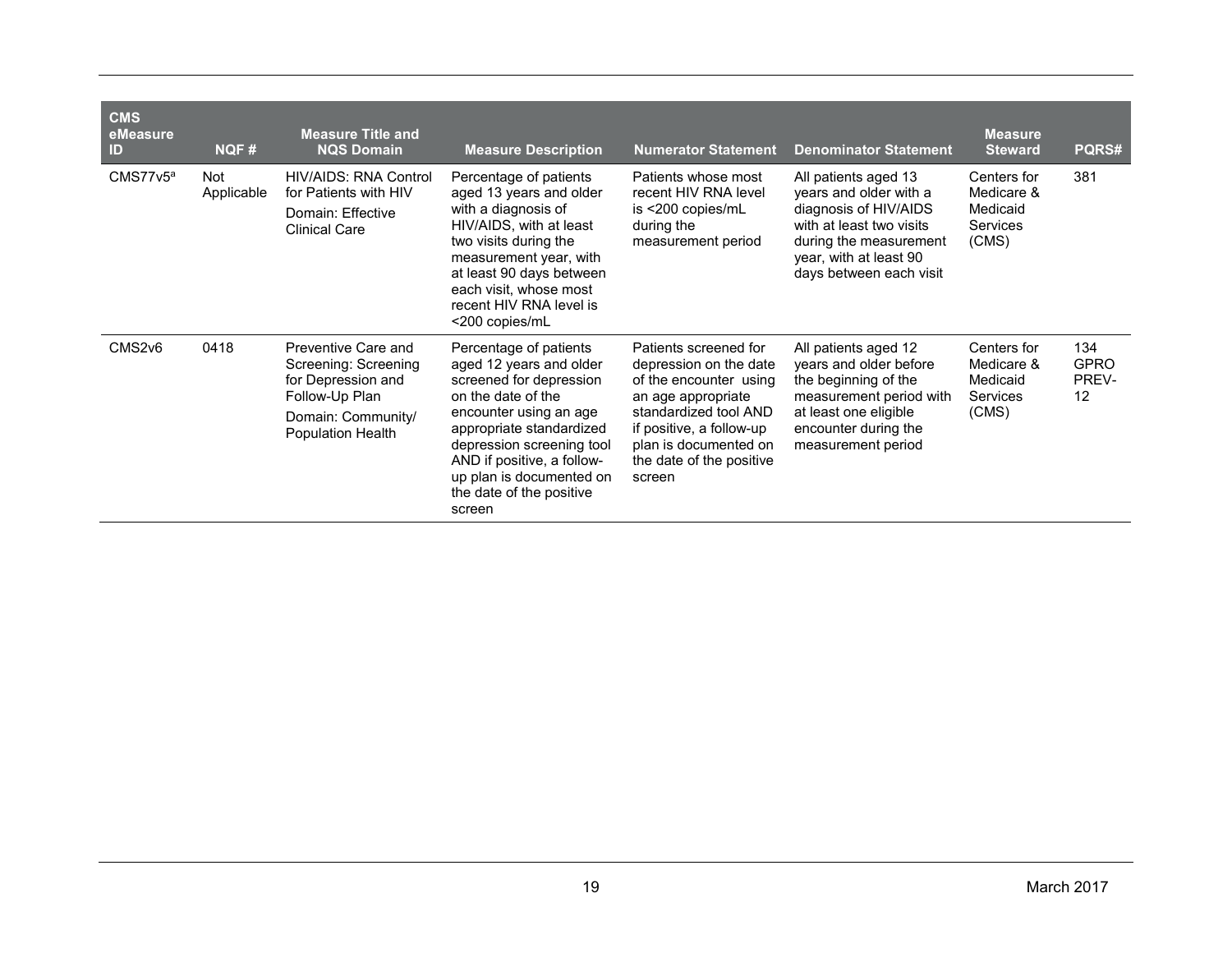| CMS eMeasure ID | NQF # | Measure Title and NQS Domain | Measure Description | Numerator Statement | Denominator Statement | Measure Steward | PQRS# |
|---|---|---|---|---|---|---|---|
| CMS77v5[a] | Not Applicable | HIV/AIDS: RNA Control for Patients with HIV<br>Domain: Effective Clinical Care | Percentage of patients aged 13 years and older with a diagnosis of HIV/AIDS, with at least two visits during the measurement year, with at least 90 days between each visit, whose most recent HIV RNA level is <200 copies/mL | Patients whose most recent HIV RNA level is <200 copies/mL during the measurement period | All patients aged 13 years and older with a diagnosis of HIV/AIDS with at least two visits during the measurement year, with at least 90 days between each visit | Centers for Medicare & Medicaid Services (CMS) | 381 |
| CMS2v6 | 0418 | Preventive Care and Screening: Screening for Depression and Follow-Up Plan<br>Domain: Community/ Population Health | Percentage of patients aged 12 years and older screened for depression on the date of the encounter using an age appropriate standardized depression screening tool AND if positive, a follow-up plan is documented on the date of the positive screen | Patients screened for depression on the date of the encounter using an age appropriate standardized tool AND if positive, a follow-up plan is documented on the date of the positive screen | All patients aged 12 years and older before the beginning of the measurement period with at least one eligible encounter during the measurement period | Centers for Medicare & Medicaid Services (CMS) | 134 GPRO PREV-12 |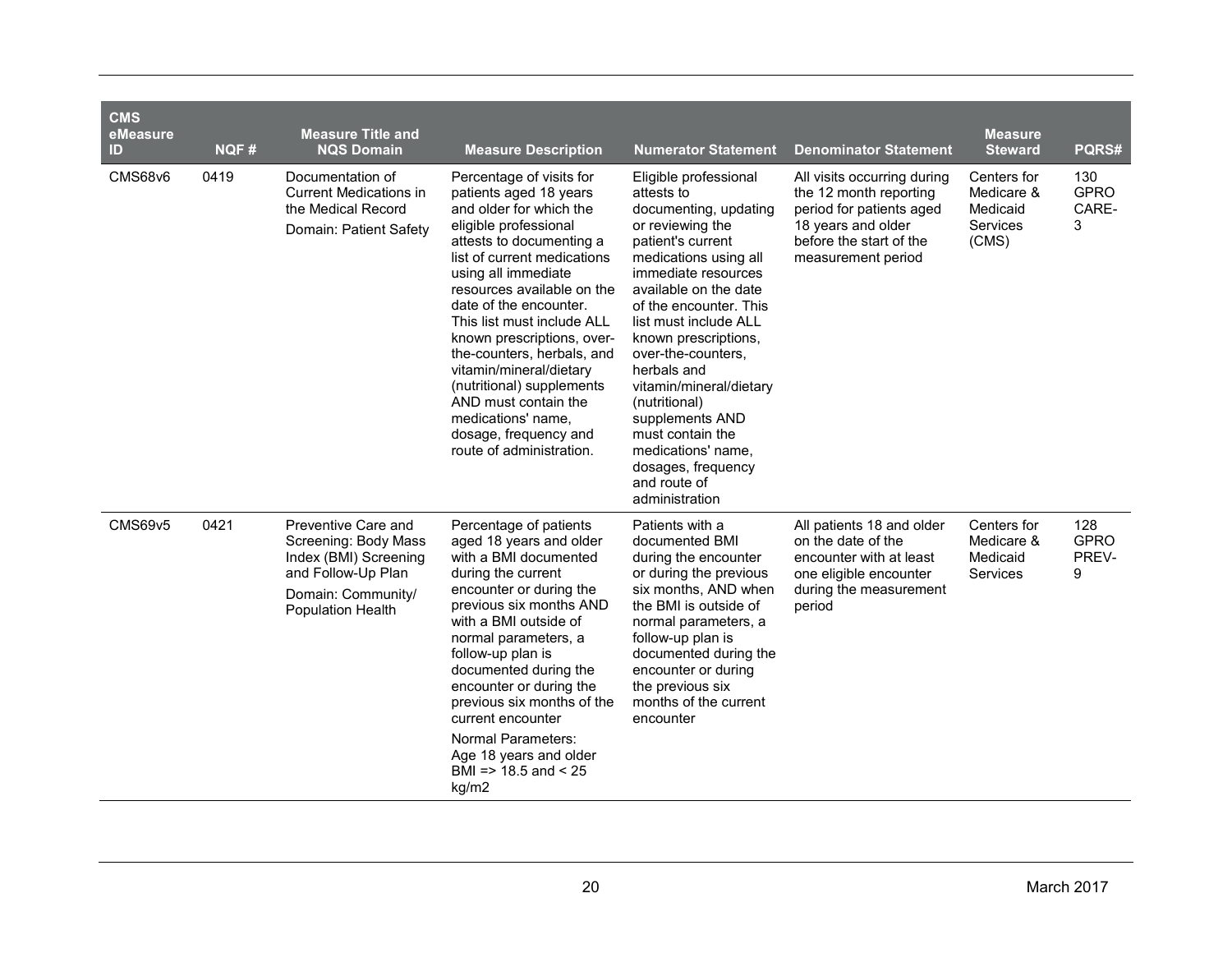| CMS eMeasure ID | NQF # | Measure Title and NQS Domain | Measure Description | Numerator Statement | Denominator Statement | Measure Steward | PQRS# |
|---|---|---|---|---|---|---|---|
| CMS68v6 | 0419 | Documentation of Current Medications in the Medical Record<br><br>Domain: Patient Safety | Percentage of visits for patients aged 18 years and older for which the eligible professional attests to documenting a list of current medications using all immediate resources available on the date of the encounter. This list must include ALL known prescriptions, over-the-counters, herbals, and vitamin/mineral/dietary (nutritional) supplements AND must contain the medications' name, dosage, frequency and route of administration. | Eligible professional attests to documenting, updating or reviewing the patient's current medications using all immediate resources available on the date of the encounter. This list must include ALL known prescriptions, over-the-counters, herbals and vitamin/mineral/dietary (nutritional) supplements AND must contain the medications' name, dosages, frequency and route of administration | All visits occurring during the 12 month reporting period for patients aged 18 years and older before the start of the measurement period | Centers for Medicare & Medicaid Services (CMS) | 130 GPRO CARE-3 |
| CMS69v5 | 0421 | Preventive Care and Screening: Body Mass Index (BMI) Screening and Follow-Up Plan<br><br>Domain: Community/ Population Health | Percentage of patients aged 18 years and older with a BMI documented during the current encounter or during the previous six months AND with a BMI outside of normal parameters, a follow-up plan is documented during the encounter or during the previous six months of the current encounter<br><br>Normal Parameters: Age 18 years and older BMI => 18.5 and < 25 kg/m2 | Patients with a documented BMI during the encounter or during the previous six months, AND when the BMI is outside of normal parameters, a follow-up plan is documented during the encounter or during the previous six months of the current encounter | All patients 18 and older on the date of the encounter with at least one eligible encounter during the measurement period | Centers for Medicare & Medicaid Services | 128 GPRO PREV-9 |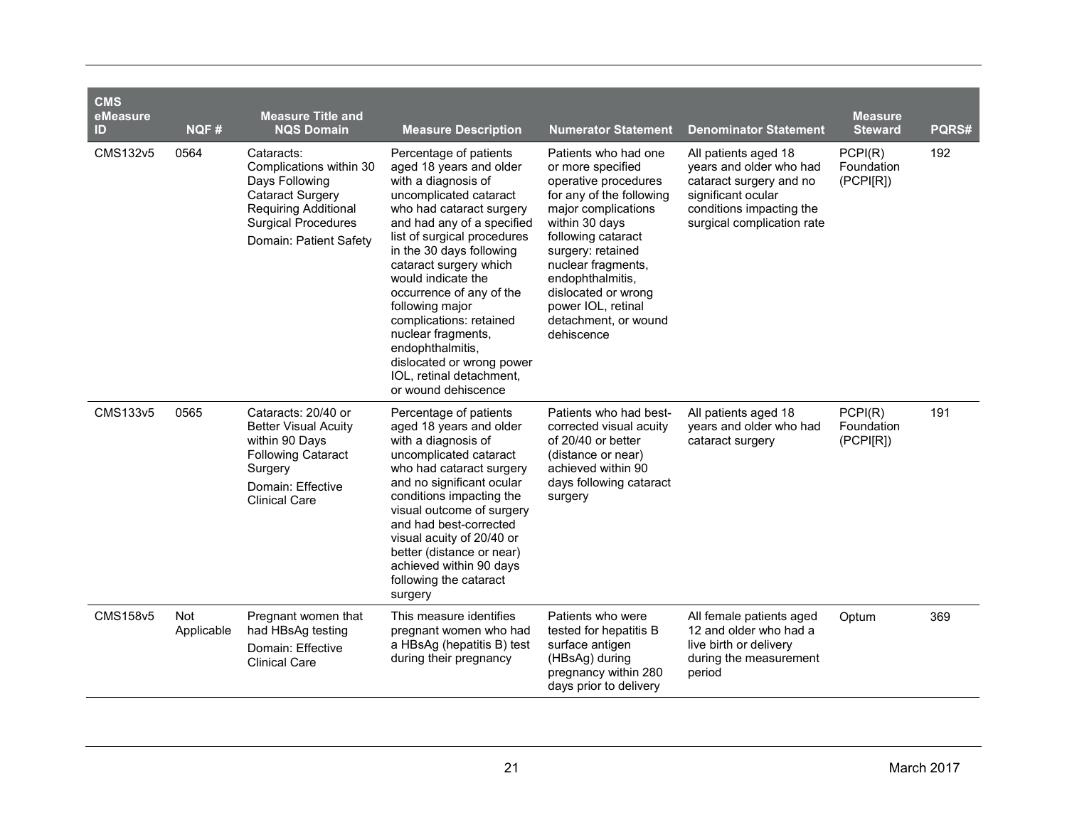| CMS eMeasure ID | NQF # | Measure Title and NQS Domain | Measure Description | Numerator Statement | Denominator Statement | Measure Steward | PQRS# |
|---|---|---|---|---|---|---|---|
| CMS132v5 | 0564 | Cataracts: Complications within 30 Days Following Cataract Surgery Requiring Additional Surgical Procedures<br>Domain: Patient Safety | Percentage of patients aged 18 years and older with a diagnosis of uncomplicated cataract who had cataract surgery and had any of a specified list of surgical procedures in the 30 days following cataract surgery which would indicate the occurrence of any of the following major complications: retained nuclear fragments, endophthalmitis, dislocated or wrong power IOL, retinal detachment, or wound dehiscence | Patients who had one or more specified operative procedures for any of the following major complications within 30 days following cataract surgery: retained nuclear fragments, endophthalmitis, dislocated or wrong power IOL, retinal detachment, or wound dehiscence | All patients aged 18 years and older who had cataract surgery and no significant ocular conditions impacting the surgical complication rate | PCPI(R) Foundation (PCPI[R]) | 192 |
| CMS133v5 | 0565 | Cataracts: 20/40 or Better Visual Acuity within 90 Days Following Cataract Surgery<br>Domain: Effective Clinical Care | Percentage of patients aged 18 years and older with a diagnosis of uncomplicated cataract who had cataract surgery and no significant ocular conditions impacting the visual outcome of surgery and had best-corrected visual acuity of 20/40 or better (distance or near) achieved within 90 days following the cataract surgery | Patients who had best-corrected visual acuity of 20/40 or better (distance or near) achieved within 90 days following cataract surgery | All patients aged 18 years and older who had cataract surgery | PCPI(R) Foundation (PCPI[R]) | 191 |
| CMS158v5 | Not Applicable | Pregnant women that had HBsAg testing<br>Domain: Effective Clinical Care | This measure identifies pregnant women who had a HBsAg (hepatitis B) test during their pregnancy | Patients who were tested for hepatitis B surface antigen (HBsAg) during pregnancy within 280 days prior to delivery | All female patients aged 12 and older who had a live birth or delivery during the measurement period | Optum | 369 |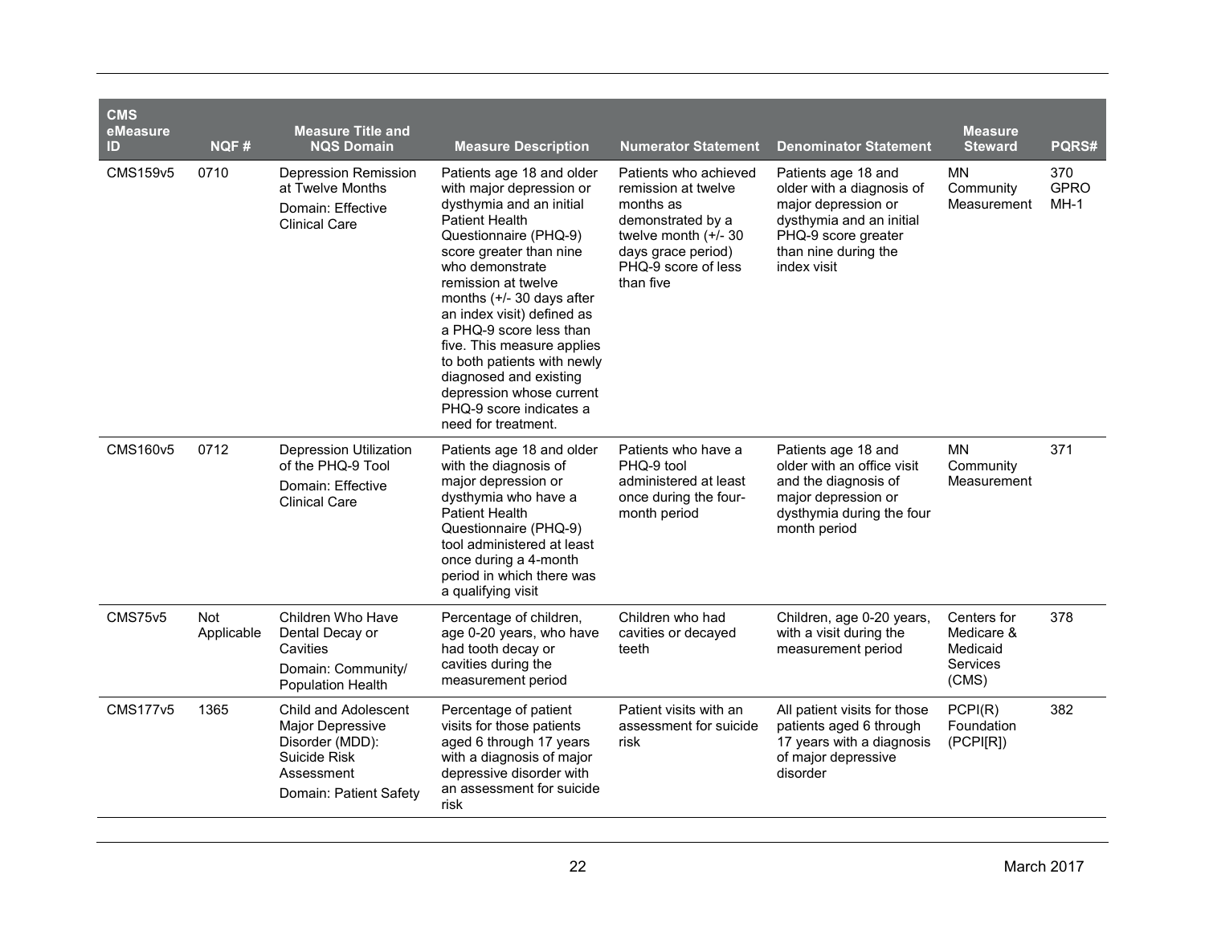| CMS eMeasure ID | NQF # | Measure Title and NQS Domain | Measure Description | Numerator Statement | Denominator Statement | Measure Steward | PQRS# |
|---|---|---|---|---|---|---|---|
| CMS159v5 | 0710 | Depression Remission at Twelve Months<br>Domain: Effective Clinical Care | Patients age 18 and older with major depression or dysthymia and an initial Patient Health Questionnaire (PHQ-9) score greater than nine who demonstrate remission at twelve months (+/- 30 days after an index visit) defined as a PHQ-9 score less than five. This measure applies to both patients with newly diagnosed and existing depression whose current PHQ-9 score indicates a need for treatment. | Patients who achieved remission at twelve months as demonstrated by a twelve month (+/- 30 days grace period) PHQ-9 score of less than five | Patients age 18 and older with a diagnosis of major depression or dysthymia and an initial PHQ-9 score greater than nine during the index visit | MN Community Measurement | 370<br>GPRO MH-1 |
| CMS160v5 | 0712 | Depression Utilization of the PHQ-9 Tool<br>Domain: Effective Clinical Care | Patients age 18 and older with the diagnosis of major depression or dysthymia who have a Patient Health Questionnaire (PHQ-9) tool administered at least once during a 4-month period in which there was a qualifying visit | Patients who have a PHQ-9 tool administered at least once during the four-month period | Patients age 18 and older with an office visit and the diagnosis of major depression or dysthymia during the four month period | MN Community Measurement | 371 |
| CMS75v5 | Not Applicable | Children Who Have Dental Decay or Cavities<br>Domain: Community/ Population Health | Percentage of children, age 0-20 years, who have had tooth decay or cavities during the measurement period | Children who had cavities or decayed teeth | Children, age 0-20 years, with a visit during the measurement period | Centers for Medicare & Medicaid Services (CMS) | 378 |
| CMS177v5 | 1365 | Child and Adolescent Major Depressive Disorder (MDD): Suicide Risk Assessment<br>Domain: Patient Safety | Percentage of patient visits for those patients aged 6 through 17 years with a diagnosis of major depressive disorder with an assessment for suicide risk | Patient visits with an assessment for suicide risk | All patient visits for those patients aged 6 through 17 years with a diagnosis of major depressive disorder | PCPI(R) Foundation (PCPI[R]) | 382 |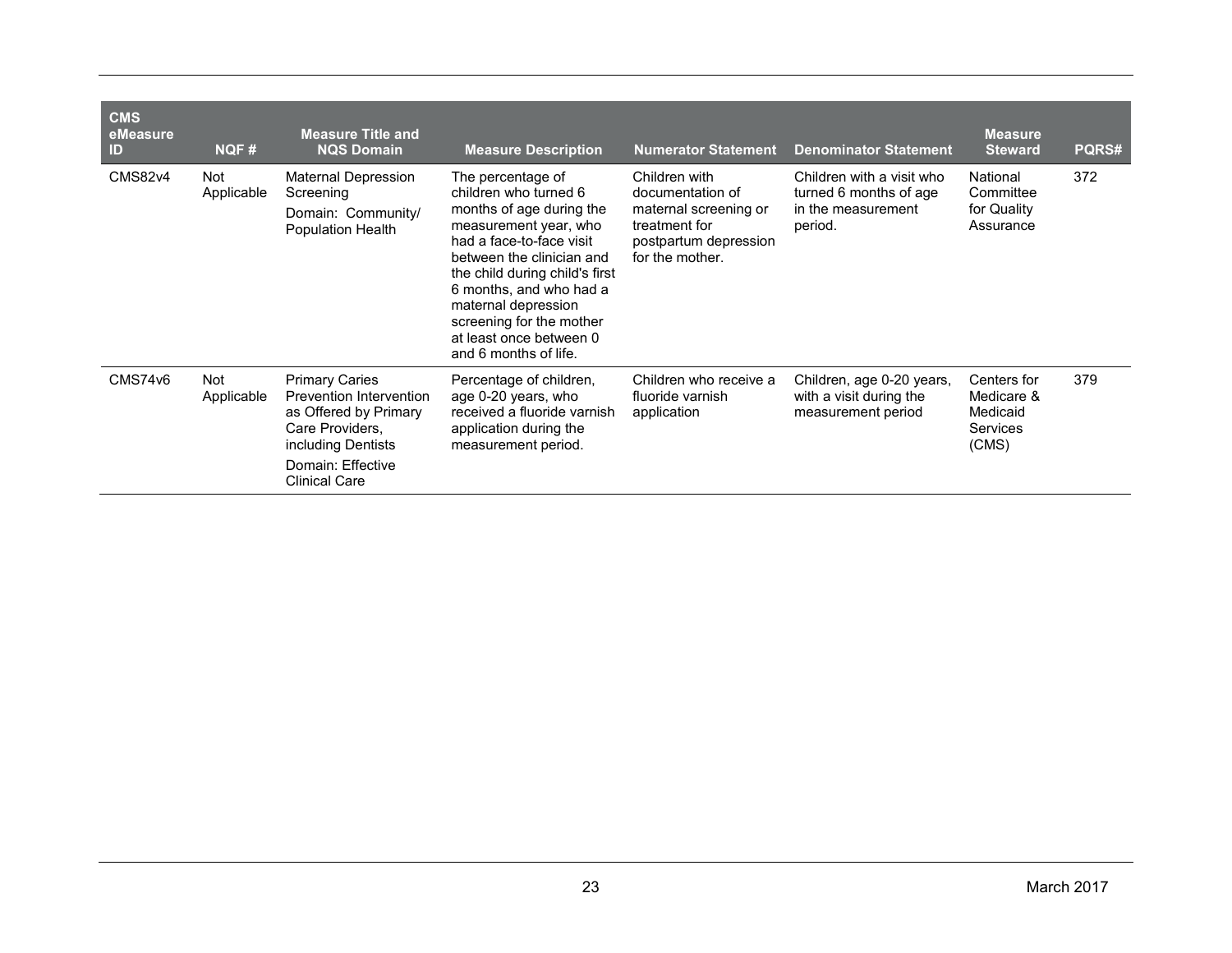| CMS eMeasure ID | NQF # | Measure Title and NQS Domain | Measure Description | Numerator Statement | Denominator Statement | Measure Steward | PQRS# |
|---|---|---|---|---|---|---|---|
| CMS82v4 | Not Applicable | Maternal Depression Screening<br>Domain: Community/ Population Health | The percentage of children who turned 6 months of age during the measurement year, who had a face-to-face visit between the clinician and the child during child's first 6 months, and who had a maternal depression screening for the mother at least once between 0 and 6 months of life. | Children with documentation of maternal screening or treatment for postpartum depression for the mother. | Children with a visit who turned 6 months of age in the measurement period. | National Committee for Quality Assurance | 372 |
| CMS74v6 | Not Applicable | Primary Caries Prevention Intervention as Offered by Primary Care Providers, including Dentists<br>Domain: Effective Clinical Care | Percentage of children, age 0-20 years, who received a fluoride varnish application during the measurement period. | Children who receive a fluoride varnish application | Children, age 0-20 years, with a visit during the measurement period | Centers for Medicare & Medicaid Services (CMS) | 379 |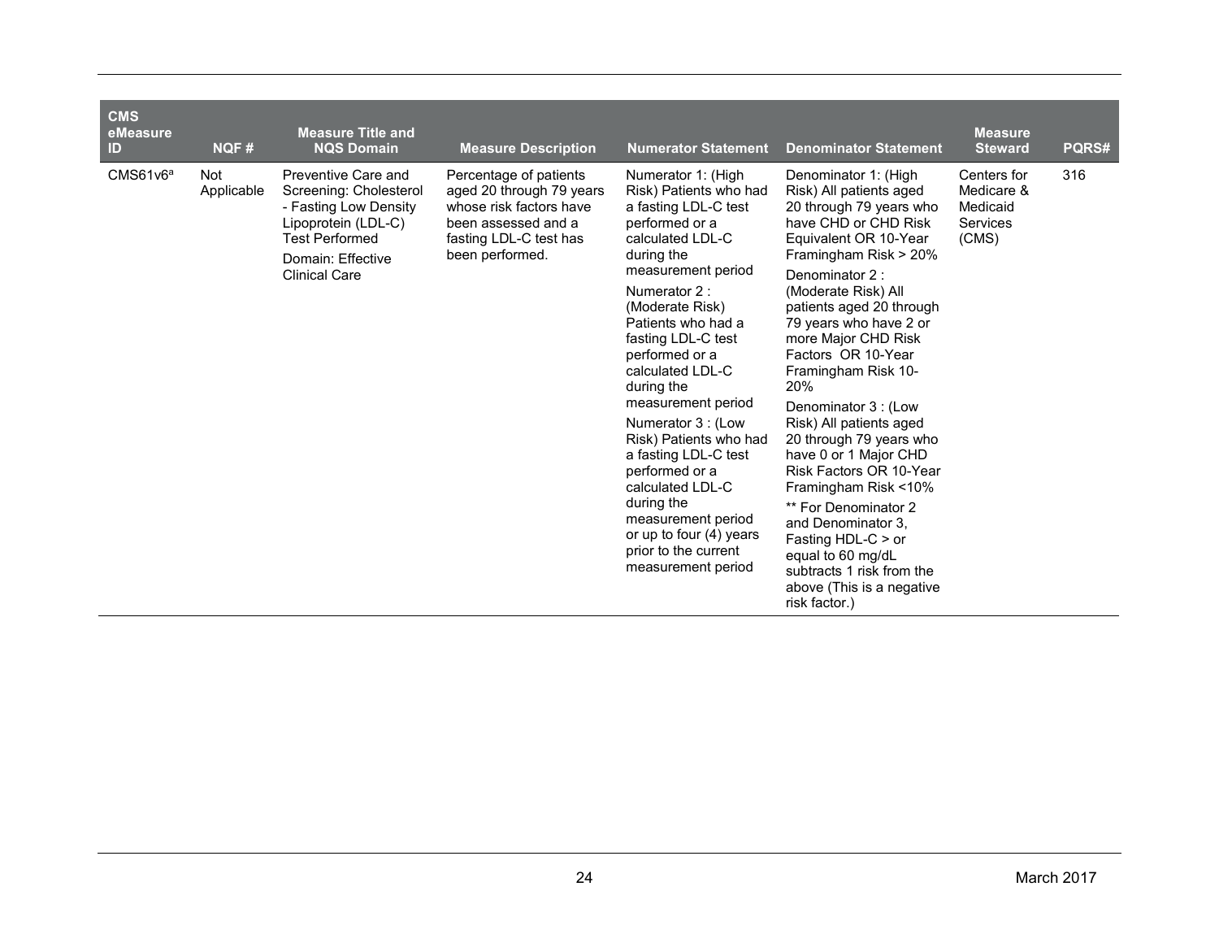| CMS eMeasure ID | NQF # | Measure Title and NQS Domain | Measure Description | Numerator Statement | Denominator Statement | Measure Steward | PQRS# |
|---|---|---|---|---|---|---|---|
| CMS61v6[a] | Not Applicable | Preventive Care and Screening: Cholesterol - Fasting Low Density Lipoprotein (LDL-C) Test Performed<br>Domain: Effective Clinical Care | Percentage of patients aged 20 through 79 years whose risk factors have been assessed and a fasting LDL-C test has been performed. | Numerator 1: (High Risk) Patients who had a fasting LDL-C test performed or a calculated LDL-C during the measurement period<br>Numerator 2 : (Moderate Risk) Patients who had a fasting LDL-C test performed or a calculated LDL-C during the measurement period<br>Numerator 3 : (Low Risk) Patients who had a fasting LDL-C test performed or a calculated LDL-C during the measurement period or up to four (4) years prior to the current measurement period | Denominator 1: (High Risk) All patients aged 20 through 79 years who have CHD or CHD Risk Equivalent OR 10-Year Framingham Risk > 20%<br>Denominator 2 : (Moderate Risk) All patients aged 20 through 79 years who have 2 or more Major CHD Risk Factors OR 10-Year Framingham Risk 10-20%<br>Denominator 3 : (Low Risk) All patients aged 20 through 79 years who have 0 or 1 Major CHD Risk Factors OR 10-Year Framingham Risk <10%<br>** For Denominator 2 and Denominator 3, Fasting HDL-C > or equal to 60 mg/dL subtracts 1 risk from the above (This is a negative risk factor.) | Centers for Medicare & Medicaid Services (CMS) | 316 |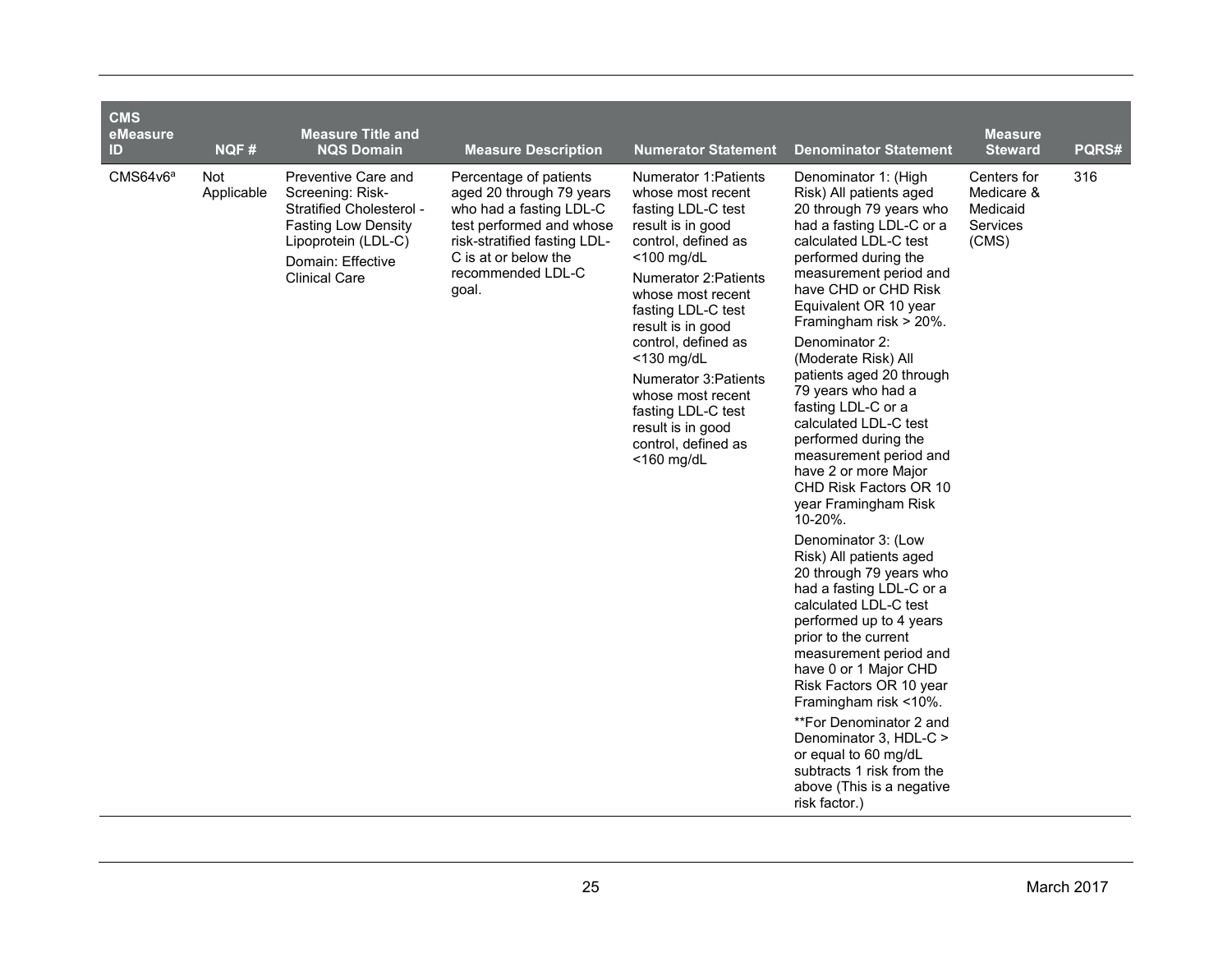| CMS eMeasure ID | NQF # | Measure Title and NQS Domain | Measure Description | Numerator Statement | Denominator Statement | Measure Steward | PQRS# |
|---|---|---|---|---|---|---|---|
| CMS64v6[a] | Not Applicable | Preventive Care and Screening: Risk-Stratified Cholesterol - Fasting Low Density Lipoprotein (LDL-C)<br>Domain: Effective Clinical Care | Percentage of patients aged 20 through 79 years who had a fasting LDL-C test performed and whose risk-stratified fasting LDL-C is at or below the recommended LDL-C goal. | Numerator 1:Patients whose most recent fasting LDL-C test result is in good control, defined as <100 mg/dL<br>Numerator 2:Patients whose most recent fasting LDL-C test result is in good control, defined as <130 mg/dL<br>Numerator 3:Patients whose most recent fasting LDL-C test result is in good control, defined as <160 mg/dL | Denominator 1: (High Risk) All patients aged 20 through 79 years who had a fasting LDL-C or a calculated LDL-C test performed during the measurement period and have CHD or CHD Risk Equivalent OR 10 year Framingham risk > 20%.<br>Denominator 2: (Moderate Risk) All patients aged 20 through 79 years who had a fasting LDL-C or a calculated LDL-C test performed during the measurement period and have 2 or more Major CHD Risk Factors OR 10 year Framingham Risk 10-20%.<br>Denominator 3: (Low Risk) All patients aged 20 through 79 years who had a fasting LDL-C or a calculated LDL-C test performed up to 4 years prior to the current measurement period and have 0 or 1 Major CHD Risk Factors OR 10 year Framingham risk <10%.<br>**For Denominator 2 and Denominator 3, HDL-C > or equal to 60 mg/dL subtracts 1 risk from the above (This is a negative risk factor.) | Centers for Medicare & Medicaid Services (CMS) | 316 |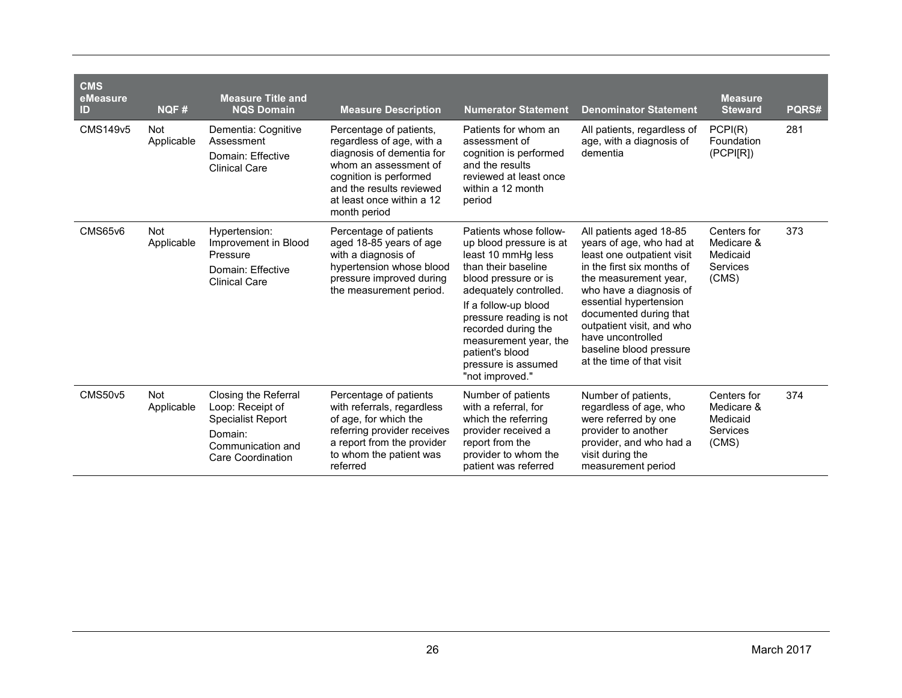| CMS eMeasure ID | NQF # | Measure Title and NQS Domain | Measure Description | Numerator Statement | Denominator Statement | Measure Steward | PQRS# |
|---|---|---|---|---|---|---|---|
| CMS149v5 | Not Applicable | Dementia: Cognitive Assessment<br>Domain: Effective Clinical Care | Percentage of patients, regardless of age, with a diagnosis of dementia for whom an assessment of cognition is performed and the results reviewed at least once within a 12 month period | Patients for whom an assessment of cognition is performed and the results reviewed at least once within a 12 month period | All patients, regardless of age, with a diagnosis of dementia | PCPI(R) Foundation (PCPI[R]) | 281 |
| CMS65v6 | Not Applicable | Hypertension: Improvement in Blood Pressure<br>Domain: Effective Clinical Care | Percentage of patients aged 18-85 years of age with a diagnosis of hypertension whose blood pressure improved during the measurement period. | Patients whose follow-up blood pressure is at least 10 mmHg less than their baseline blood pressure or is adequately controlled.<br>If a follow-up blood pressure reading is not recorded during the measurement year, the patient's blood pressure is assumed "not improved." | All patients aged 18-85 years of age, who had at least one outpatient visit in the first six months of the measurement year, who have a diagnosis of essential hypertension documented during that outpatient visit, and who have uncontrolled baseline blood pressure at the time of that visit | Centers for Medicare & Medicaid Services (CMS) | 373 |
| CMS50v5 | Not Applicable | Closing the Referral Loop: Receipt of Specialist Report<br>Domain: Communication and Care Coordination | Percentage of patients with referrals, regardless of age, for which the referring provider receives a report from the provider to whom the patient was referred | Number of patients with a referral, for which the referring provider received a report from the provider to whom the patient was referred | Number of patients, regardless of age, who were referred by one provider to another provider, and who had a visit during the measurement period | Centers for Medicare & Medicaid Services (CMS) | 374 |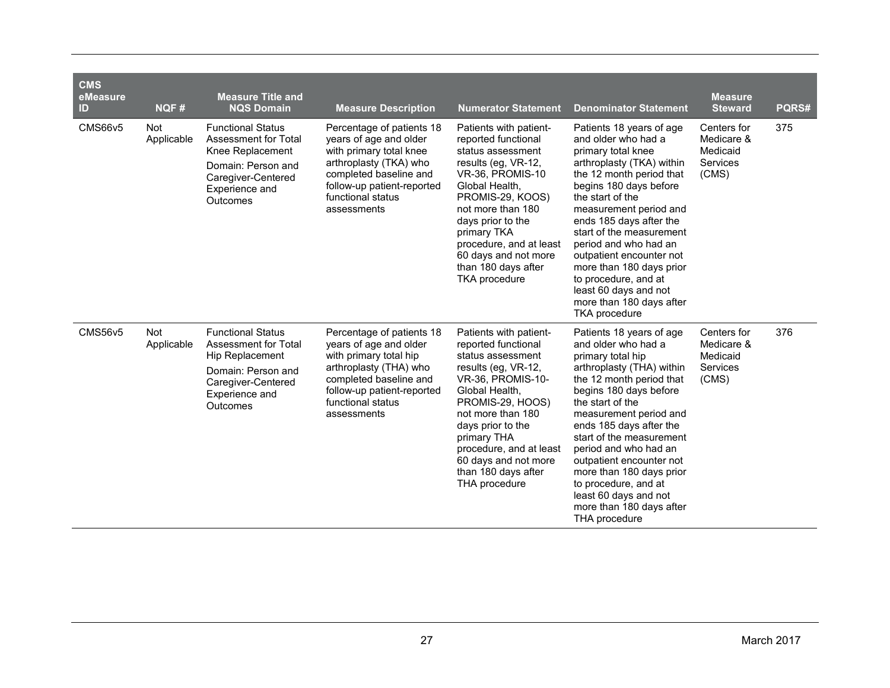| CMS eMeasure ID | NQF # | Measure Title and NQS Domain | Measure Description | Numerator Statement | Denominator Statement | Measure Steward | PQRS# |
|---|---|---|---|---|---|---|---|
| CMS66v5 | Not Applicable | Functional Status Assessment for Total Knee Replacement<br>Domain: Person and Caregiver-Centered Experience and Outcomes | Percentage of patients 18 years of age and older with primary total knee arthroplasty (TKA) who completed baseline and follow-up patient-reported functional status assessments | Patients with patient-reported functional status assessment results (eg, VR-12, VR-36, PROMIS-10 Global Health, PROMIS-29, KOOS) not more than 180 days prior to the primary TKA procedure, and at least 60 days and not more than 180 days after TKA procedure | Patients 18 years of age and older who had a primary total knee arthroplasty (TKA) within the 12 month period that begins 180 days before the start of the measurement period and ends 185 days after the start of the measurement period and who had an outpatient encounter not more than 180 days prior to procedure, and at least 60 days and not more than 180 days after TKA procedure | Centers for Medicare & Medicaid Services (CMS) | 375 |
| CMS56v5 | Not Applicable | Functional Status Assessment for Total Hip Replacement<br>Domain: Person and Caregiver-Centered Experience and Outcomes | Percentage of patients 18 years of age and older with primary total hip arthroplasty (THA) who completed baseline and follow-up patient-reported functional status assessments | Patients with patient-reported functional status assessment results (eg, VR-12, VR-36, PROMIS-10-Global Health, PROMIS-29, HOOS) not more than 180 days prior to the primary THA procedure, and at least 60 days and not more than 180 days after THA procedure | Patients 18 years of age and older who had a primary total hip arthroplasty (THA) within the 12 month period that begins 180 days before the start of the measurement period and ends 185 days after the start of the measurement period and who had an outpatient encounter not more than 180 days prior to procedure, and at least 60 days and not more than 180 days after THA procedure | Centers for Medicare & Medicaid Services (CMS) | 376 |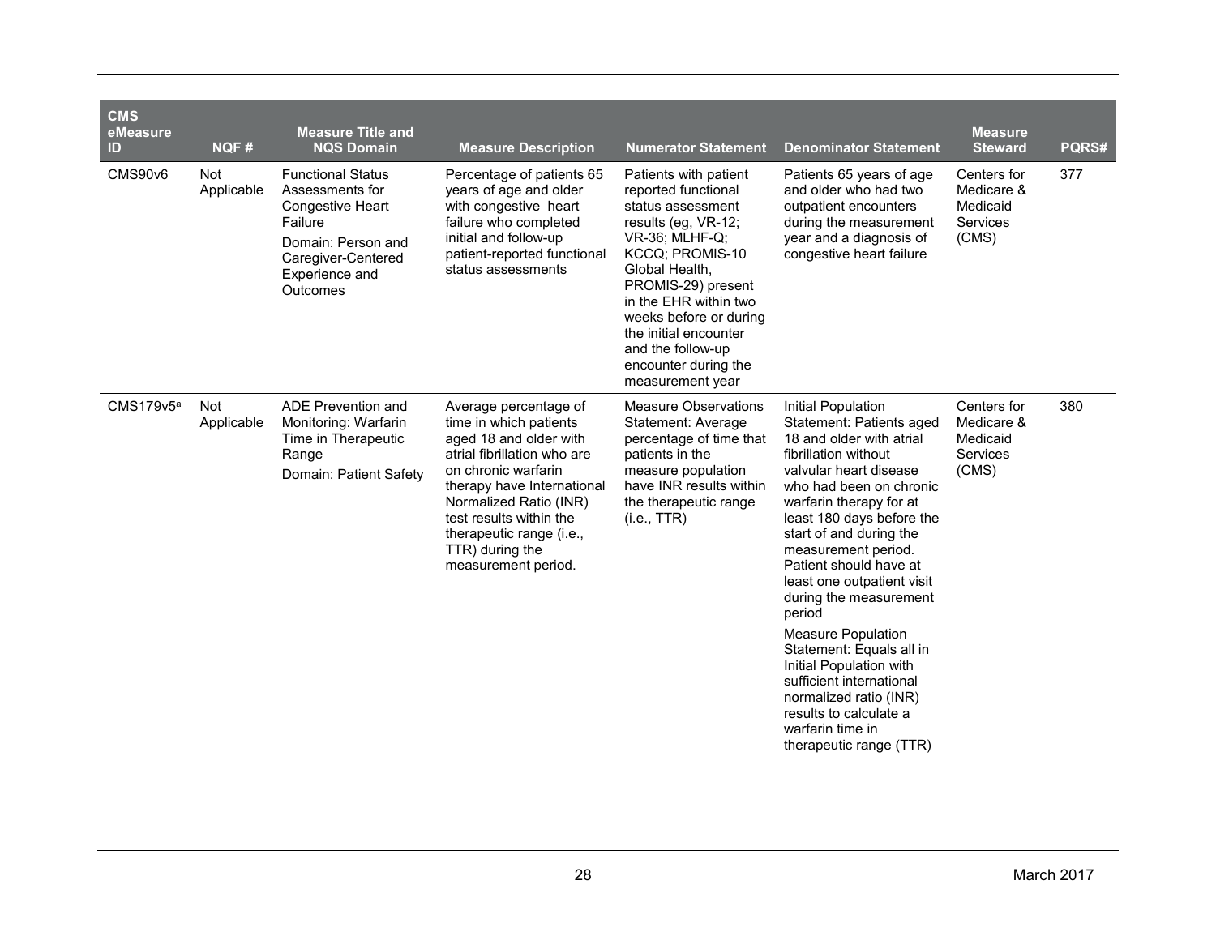| CMS eMeasure ID | NQF # | Measure Title and NQS Domain | Measure Description | Numerator Statement | Denominator Statement | Measure Steward | PQRS# |
|---|---|---|---|---|---|---|---|
| CMS90v6 | Not Applicable | Functional Status Assessments for Congestive Heart Failure<br><br>Domain: Person and Caregiver-Centered Experience and Outcomes | Percentage of patients 65 years of age and older with congestive heart failure who completed initial and follow-up patient-reported functional status assessments | Patients with patient reported functional status assessment results (eg, VR-12; VR-36; MLHF-Q; KCCQ; PROMIS-10 Global Health, PROMIS-29) present in the EHR within two weeks before or during the initial encounter and the follow-up encounter during the measurement year | Patients 65 years of age and older who had two outpatient encounters during the measurement year and a diagnosis of congestive heart failure | Centers for Medicare & Medicaid Services (CMS) | 377 |
| CMS179v5[a] | Not Applicable | ADE Prevention and Monitoring: Warfarin Time in Therapeutic Range<br><br>Domain: Patient Safety | Average percentage of time in which patients aged 18 and older with atrial fibrillation who are on chronic warfarin therapy have International Normalized Ratio (INR) test results within the therapeutic range (i.e., TTR) during the measurement period. | Measure Observations Statement: Average percentage of time that patients in the measure population have INR results within the therapeutic range (i.e., TTR) | Initial Population Statement: Patients aged 18 and older with atrial fibrillation without valvular heart disease who had been on chronic warfarin therapy for at least 180 days before the start of and during the measurement period. Patient should have at least one outpatient visit during the measurement period<br><br>Measure Population Statement: Equals all in Initial Population with sufficient international normalized ratio (INR) results to calculate a warfarin time in therapeutic range (TTR) | Centers for Medicare & Medicaid Services (CMS) | 380 |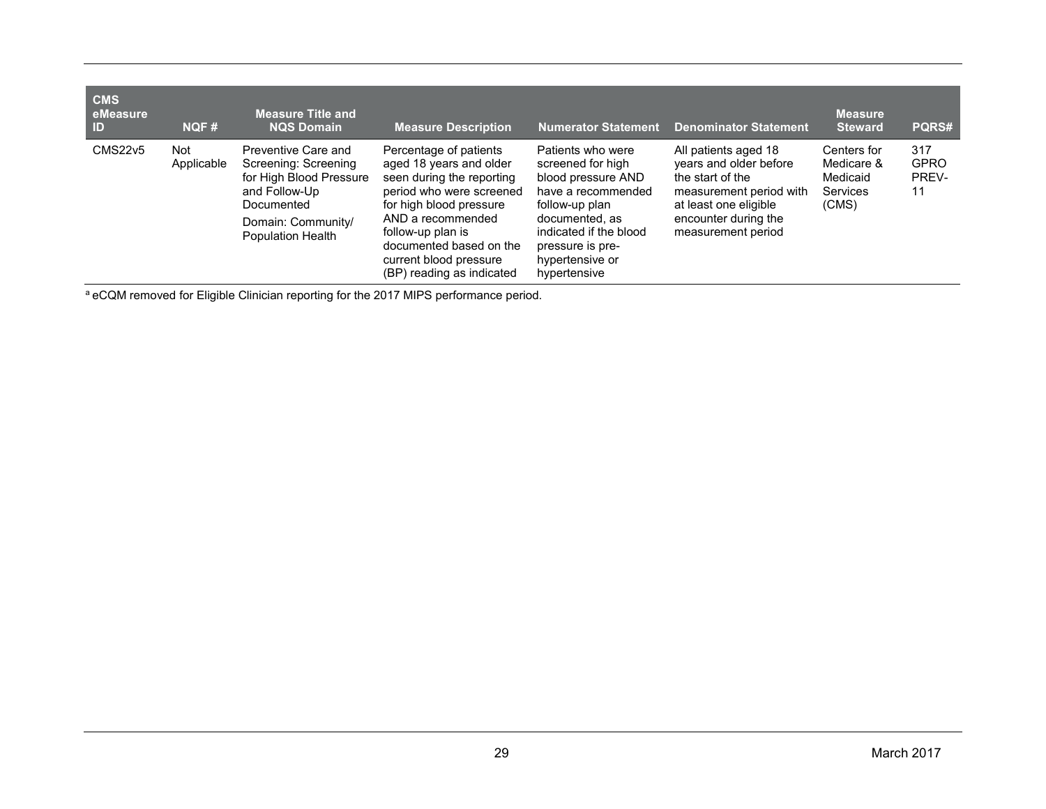| CMS eMeasure ID | NQF # | Measure Title and NQS Domain | Measure Description | Numerator Statement | Denominator Statement | Measure Steward | PQRS# |
|---|---|---|---|---|---|---|---|
| CMS22v5 | Not Applicable | Preventive Care and Screening: Screening for High Blood Pressure and Follow-Up Documented<br><br>Domain: Community/ Population Health | Percentage of patients aged 18 years and older seen during the reporting period who were screened for high blood pressure AND a recommended follow-up plan is documented based on the current blood pressure (BP) reading as indicated | Patients who were screened for high blood pressure AND have a recommended follow-up plan documented, as indicated if the blood pressure is pre-hypertensive or hypertensive | All patients aged 18 years and older before the start of the measurement period with at least one eligible encounter during the measurement period | Centers for Medicare & Medicaid Services (CMS) | 317 GPRO PREV-11 |

[a] eCQM removed for Eligible Clinician reporting for the 2017 MIPS performance period.